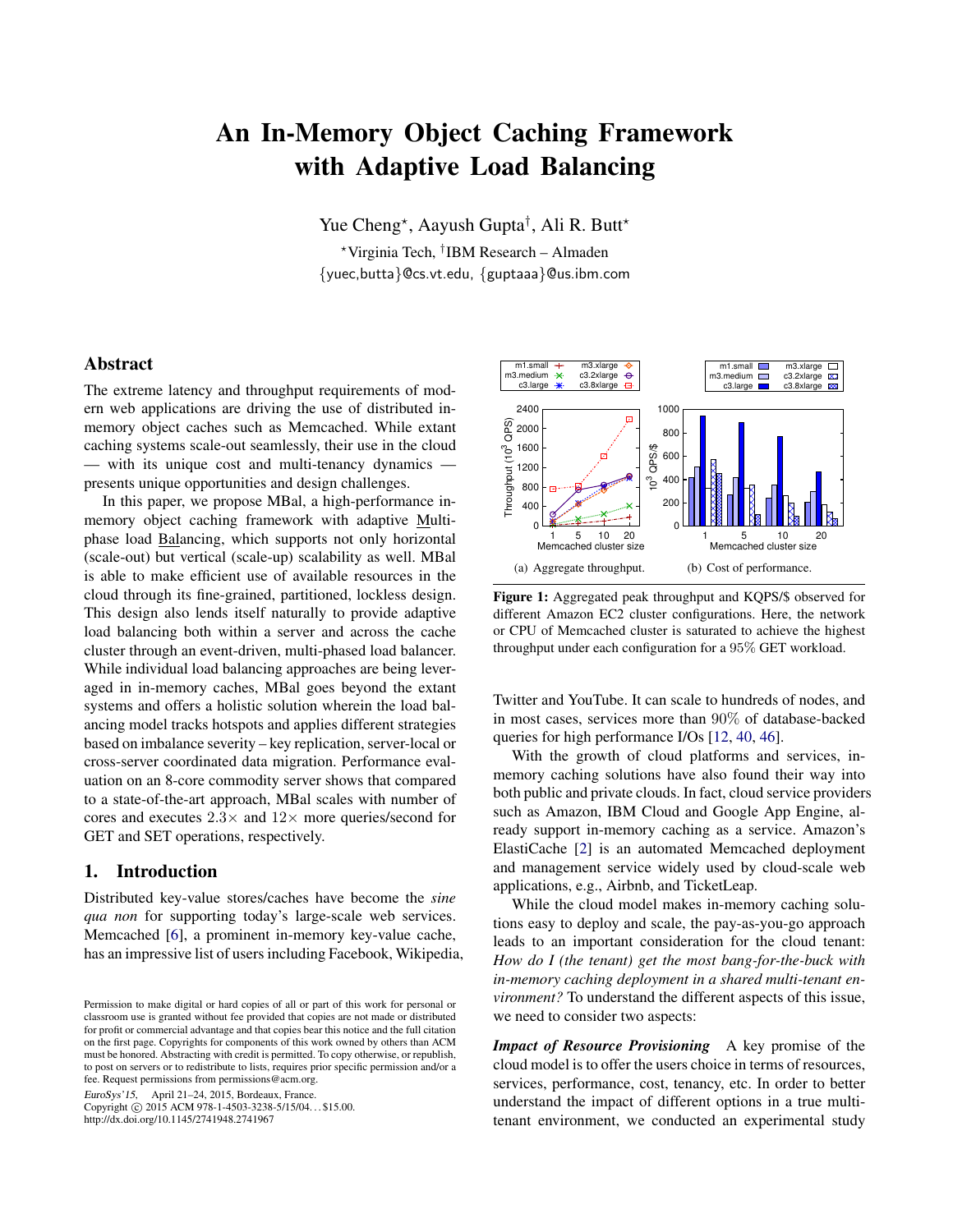# An In-Memory Object Caching Framework with Adaptive Load Balancing

Yue Cheng*, Aayush Gupta†, Ali R. Butt*

*Virginia Tech, †IBM Research – Almaden

{yuec,butta}@cs.vt.edu, {guptaaa}@us.ibm.com

## Abstract

The extreme latency and throughput requirements of modern web applications are driving the use of distributed in-memory object caches such as Memcached. While extant caching systems scale-out seamlessly, their use in the cloud — with its unique cost and multi-tenancy dynamics — presents unique opportunities and design challenges.

In this paper, we propose MBal, a high-performance in-memory object caching framework with adaptive Multi-phase load Balancing, which supports not only horizontal (scale-out) but vertical (scale-up) scalability as well. MBal is able to make efficient use of available resources in the cloud through its fine-grained, partitioned, lockless design. This design also lends itself naturally to provide adaptive load balancing both within a server and across the cache cluster through an event-driven, multi-phased load balancer. While individual load balancing approaches are being leveraged in in-memory caches, MBal goes beyond the extant systems and offers a holistic solution wherein the load balancing model tracks hotspots and applies different strategies based on imbalance severity – key replication, server-local or cross-server coordinated data migration. Performance evaluation on an 8-core commodity server shows that compared to a state-of-the-art approach, MBal scales with number of cores and executes $2.3\times$ and $12\times$ more queries/second for GET and SET operations, respectively.

## 1. Introduction

Distributed key-value stores/caches have become the *sine qua non* for supporting today's large-scale web services. Memcached [6], a prominent in-memory key-value cache, has an impressive list of users including Facebook, Wikipedia, Twitter and YouTube. It can scale to hundreds of nodes, and in most cases, services more than 90% of database-backed queries for high performance I/Os [12, 40, 46].

With the growth of cloud platforms and services, in-memory caching solutions have also found their way into both public and private clouds. In fact, cloud service providers such as Amazon, IBM Cloud and Google App Engine, already support in-memory caching as a service. Amazon's ElastiCache [2] is an automated Memcached deployment and management service widely used by cloud-scale web applications, e.g., Airbnb, and TicketLeap.

While the cloud model makes in-memory caching solutions easy to deploy and scale, the pay-as-you-go approach leads to an important consideration for the cloud tenant: *How do I (the tenant) get the most bang-for-the-buck with in-memory caching deployment in a shared multi-tenant environment?* To understand the different aspects of this issue, we need to consider two aspects:

***Impact of Resource Provisioning*** A key promise of the cloud model is to offer the users choice in terms of resources, services, performance, cost, tenancy, etc. In order to better understand the impact of different options in a true multi-tenant environment, we conducted an experimental study

(a) Aggregate throughput. (b) Cost of performance.

**Figure 1:** Aggregated peak throughput and KQPS/$ observed for different Amazon EC2 cluster configurations. Here, the network or CPU of Memcached cluster is saturated to achieve the highest throughput under each configuration for a 95% GET workload.

Permission to make digital or hard copies of all or part of this work for personal or classroom use is granted without fee provided that copies are not made or distributed for profit or commercial advantage and that copies bear this notice and the full citation on the first page. Copyrights for components of this work owned by others than ACM must be honored. Abstracting with credit is permitted. To copy otherwise, or republish, to post on servers or to redistribute to lists, requires prior specific permission and/or a fee. Request permissions from permissions@acm.org.

*EuroSys'15,* April 21–24, 2015, Bordeaux, France.
Copyright © 2015 ACM 978-1-4503-3238-5/15/04...$15.00.
http://dx.doi.org/10.1145/2741948.2741967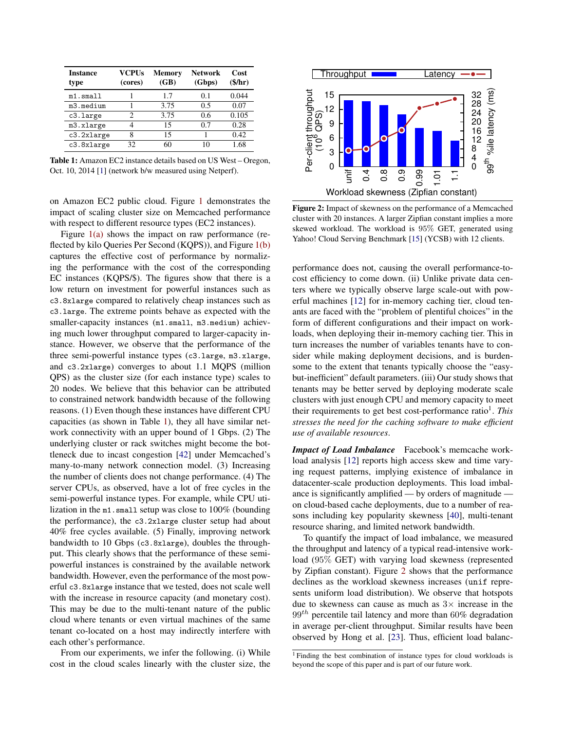| Instance type | VCPUs (cores) | Memory (GB) | Network (Gbps) | Cost ($/hr) |
|---|---|---|---|---|
| m1.small | 1 | 1.7 | 0.1 | 0.044 |
| m3.medium | 1 | 3.75 | 0.5 | 0.07 |
| c3.large | 2 | 3.75 | 0.6 | 0.105 |
| m3.xlarge | 4 | 15 | 0.7 | 0.28 |
| c3.2xlarge | 8 | 15 | 1 | 0.42 |
| c3.8xlarge | 32 | 60 | 10 | 1.68 |

**Table 1:** Amazon EC2 instance details based on US West – Oregon, Oct. 10, 2014 [1] (network b/w measured using Netperf).

on Amazon EC2 public cloud. Figure 1 demonstrates the impact of scaling cluster size on Memcached performance with respect to different resource types (EC2 instances).

Figure 1(a) shows the impact on raw performance (reflected by kilo Queries Per Second (KQPS)), and Figure 1(b) captures the effective cost of performance by normalizing the performance with the cost of the corresponding EC instances (KQPS/$). The figures show that there is a low return on investment for powerful instances such as c3.8xlarge compared to relatively cheap instances such as c3.large. The extreme points behave as expected with the smaller-capacity instances (m1.small, m3.medium) achieving much lower throughput compared to larger-capacity instance. However, we observe that the performance of the three semi-powerful instance types (c3.large, m3.xlarge, and c3.2xlarge) converges to about 1.1 MQPS (million QPS) as the cluster size (for each instance type) scales to 20 nodes. We believe that this behavior can be attributed to constrained network bandwidth because of the following reasons. (1) Even though these instances have different CPU capacities (as shown in Table 1), they all have similar network connectivity with an upper bound of 1 Gbps. (2) The underlying cluster or rack switches might become the bottleneck due to incast congestion [42] under Memcached's many-to-many network connection model. (3) Increasing the number of clients does not change performance. (4) The server CPUs, as observed, have a lot of free cycles in the semi-powerful instance types. For example, while CPU utilization in the m1.small setup was close to 100% (bounding the performance), the c3.2xlarge cluster setup had about 40% free cycles available. (5) Finally, improving network bandwidth to 10 Gbps (c3.8xlarge), doubles the throughput. This clearly shows that the performance of these semi-powerful instances is constrained by the available network bandwidth. However, even the performance of the most powerful c3.8xlarge instance that we tested, does not scale well with the increase in resource capacity (and monetary cost). This may be due to the multi-tenant nature of the public cloud where tenants or even virtual machines of the same tenant co-located on a host may indirectly interfere with each other's performance.

From our experiments, we infer the following. (i) While cost in the cloud scales linearly with the cluster size, the performance does not, causing the overall performance-to-cost efficiency to come down. (ii) Unlike private data centers where we typically observe large scale-out with powerful machines [12] for in-memory caching tier, cloud tenants are faced with the "problem of plentiful choices" in the form of different configurations and their impact on workloads, when deploying their in-memory caching tier. This in turn increases the number of variables tenants have to consider while making deployment decisions, and is burdensome to the extent that tenants typically choose the "easy-but-inefficient" default parameters. (iii) Our study shows that tenants may be better served by deploying moderate scale clusters with just enough CPU and memory capacity to meet their requirements to get best cost-performance ratio[1]. *This stresses the need for the caching software to make efficient use of available resources.*

**Figure 2:** Impact of skewness on the performance of a Memcached cluster with 20 instances. A larger Zipfian constant implies a more skewed workload. The workload is 95% GET, generated using Yahoo! Cloud Serving Benchmark [15] (YCSB) with 12 clients.

***Impact of Load Imbalance*** Facebook's memcache workload analysis [12] reports high access skew and time varying request patterns, implying existence of imbalance in datacenter-scale production deployments. This load imbalance is significantly amplified — by orders of magnitude — on cloud-based cache deployments, due to a number of reasons including key popularity skewness [40], multi-tenant resource sharing, and limited network bandwidth.

To quantify the impact of load imbalance, we measured the throughput and latency of a typical read-intensive workload (95% GET) with varying load skewness (represented by Zipfian constant). Figure 2 shows that the performance declines as the workload skewness increases (unif represents uniform load distribution). We observe that hotspots due to skewness can cause as much as 3× increase in the $99^{th}$ percentile tail latency and more than 60% degradation in average per-client throughput. Similar results have been observed by Hong et al. [23]. Thus, efficient load balanc-

[1] Finding the best combination of instance types for cloud workloads is beyond the scope of this paper and is part of our future work.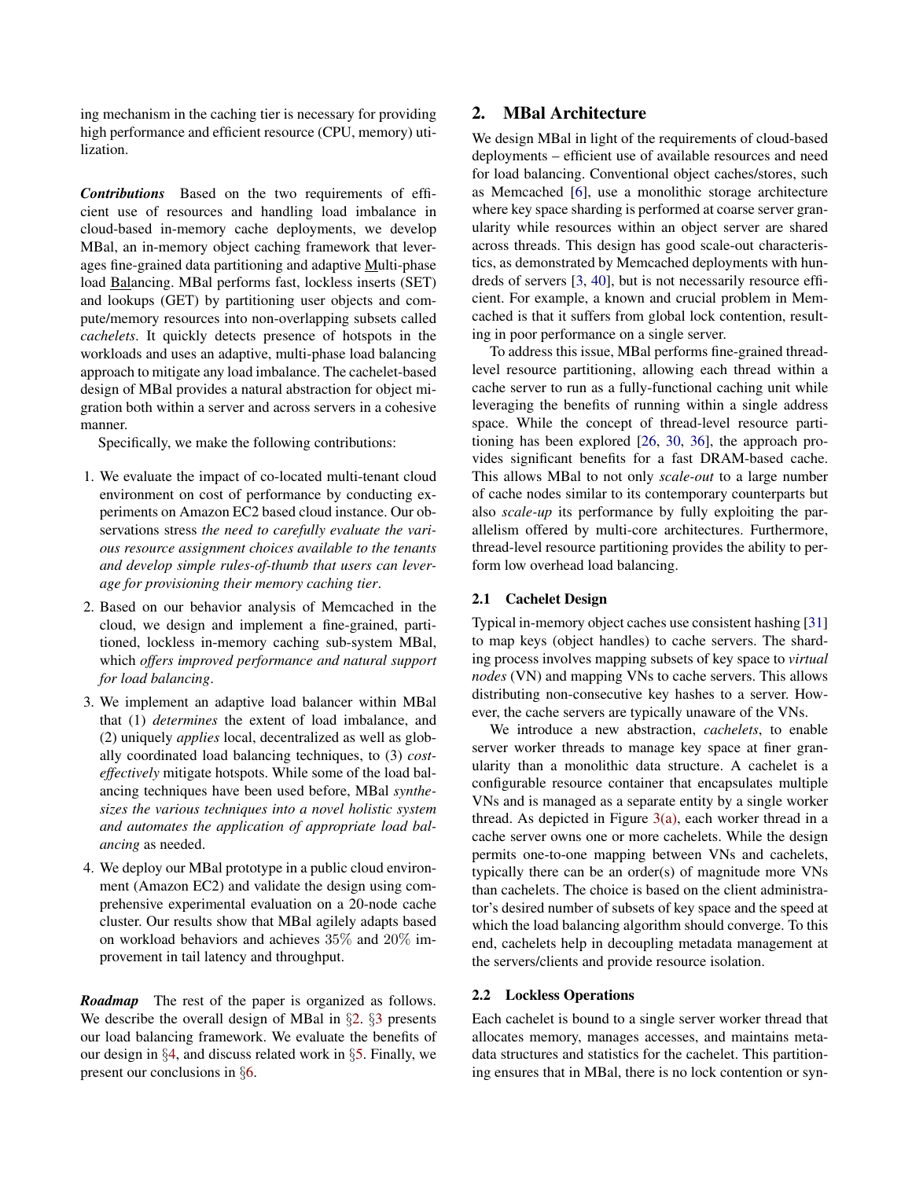ing mechanism in the caching tier is necessary for providing high performance and efficient resource (CPU, memory) utilization.

***Contributions*** Based on the two requirements of efficient use of resources and handling load imbalance in cloud-based in-memory cache deployments, we develop MBal, an in-memory object caching framework that leverages fine-grained data partitioning and adaptive Multi-phase load Balancing. MBal performs fast, lockless inserts (SET) and lookups (GET) by partitioning user objects and compute/memory resources into non-overlapping subsets called *cachelets*. It quickly detects presence of hotspots in the workloads and uses an adaptive, multi-phase load balancing approach to mitigate any load imbalance. The cachelet-based design of MBal provides a natural abstraction for object migration both within a server and across servers in a cohesive manner.

Specifically, we make the following contributions:

1. We evaluate the impact of co-located multi-tenant cloud environment on cost of performance by conducting experiments on Amazon EC2 based cloud instance. Our observations stress *the need to carefully evaluate the various resource assignment choices available to the tenants and develop simple rules-of-thumb that users can leverage for provisioning their memory caching tier*.
2. Based on our behavior analysis of Memcached in the cloud, we design and implement a fine-grained, partitioned, lockless in-memory caching sub-system MBal, which *offers improved performance and natural support for load balancing*.
3. We implement an adaptive load balancer within MBal that (1) *determines* the extent of load imbalance, and (2) uniquely *applies* local, decentralized as well as globally coordinated load balancing techniques, to (3) *cost-effectively* mitigate hotspots. While some of the load balancing techniques have been used before, MBal *synthesizes the various techniques into a novel holistic system and automates the application of appropriate load balancing* as needed.
4. We deploy our MBal prototype in a public cloud environment (Amazon EC2) and validate the design using comprehensive experimental evaluation on a 20-node cache cluster. Our results show that MBal agilely adapts based on workload behaviors and achieves 35% and 20% improvement in tail latency and throughput.

***Roadmap*** The rest of the paper is organized as follows. We describe the overall design of MBal in §2. §3 presents our load balancing framework. We evaluate the benefits of our design in §4, and discuss related work in §5. Finally, we present our conclusions in §6.

## 2. MBal Architecture

We design MBal in light of the requirements of cloud-based deployments – efficient use of available resources and need for load balancing. Conventional object caches/stores, such as Memcached [6], use a monolithic storage architecture where key space sharding is performed at coarse server granularity while resources within an object server are shared across threads. This design has good scale-out characteristics, as demonstrated by Memcached deployments with hundreds of servers [3, 40], but is not necessarily resource efficient. For example, a known and crucial problem in Memcached is that it suffers from global lock contention, resulting in poor performance on a single server.

To address this issue, MBal performs fine-grained thread-level resource partitioning, allowing each thread within a cache server to run as a fully-functional caching unit while leveraging the benefits of running within a single address space. While the concept of thread-level resource partitioning has been explored [26, 30, 36], the approach provides significant benefits for a fast DRAM-based cache. This allows MBal to not only *scale-out* to a large number of cache nodes similar to its contemporary counterparts but also *scale-up* its performance by fully exploiting the parallelism offered by multi-core architectures. Furthermore, thread-level resource partitioning provides the ability to perform low overhead load balancing.

### 2.1 Cachelet Design

Typical in-memory object caches use consistent hashing [31] to map keys (object handles) to cache servers. The sharding process involves mapping subsets of key space to *virtual nodes* (VN) and mapping VNs to cache servers. This allows distributing non-consecutive key hashes to a server. However, the cache servers are typically unaware of the VNs.

We introduce a new abstraction, *cachelets*, to enable server worker threads to manage key space at finer granularity than a monolithic data structure. A cachelet is a configurable resource container that encapsulates multiple VNs and is managed as a separate entity by a single worker thread. As depicted in Figure 3(a), each worker thread in a cache server owns one or more cachelets. While the design permits one-to-one mapping between VNs and cachelets, typically there can be an order(s) of magnitude more VNs than cachelets. The choice is based on the client administrator's desired number of subsets of key space and the speed at which the load balancing algorithm should converge. To this end, cachelets help in decoupling metadata management at the servers/clients and provide resource isolation.

### 2.2 Lockless Operations

Each cachelet is bound to a single server worker thread that allocates memory, manages accesses, and maintains metadata structures and statistics for the cachelet. This partitioning ensures that in MBal, there is no lock contention or syn-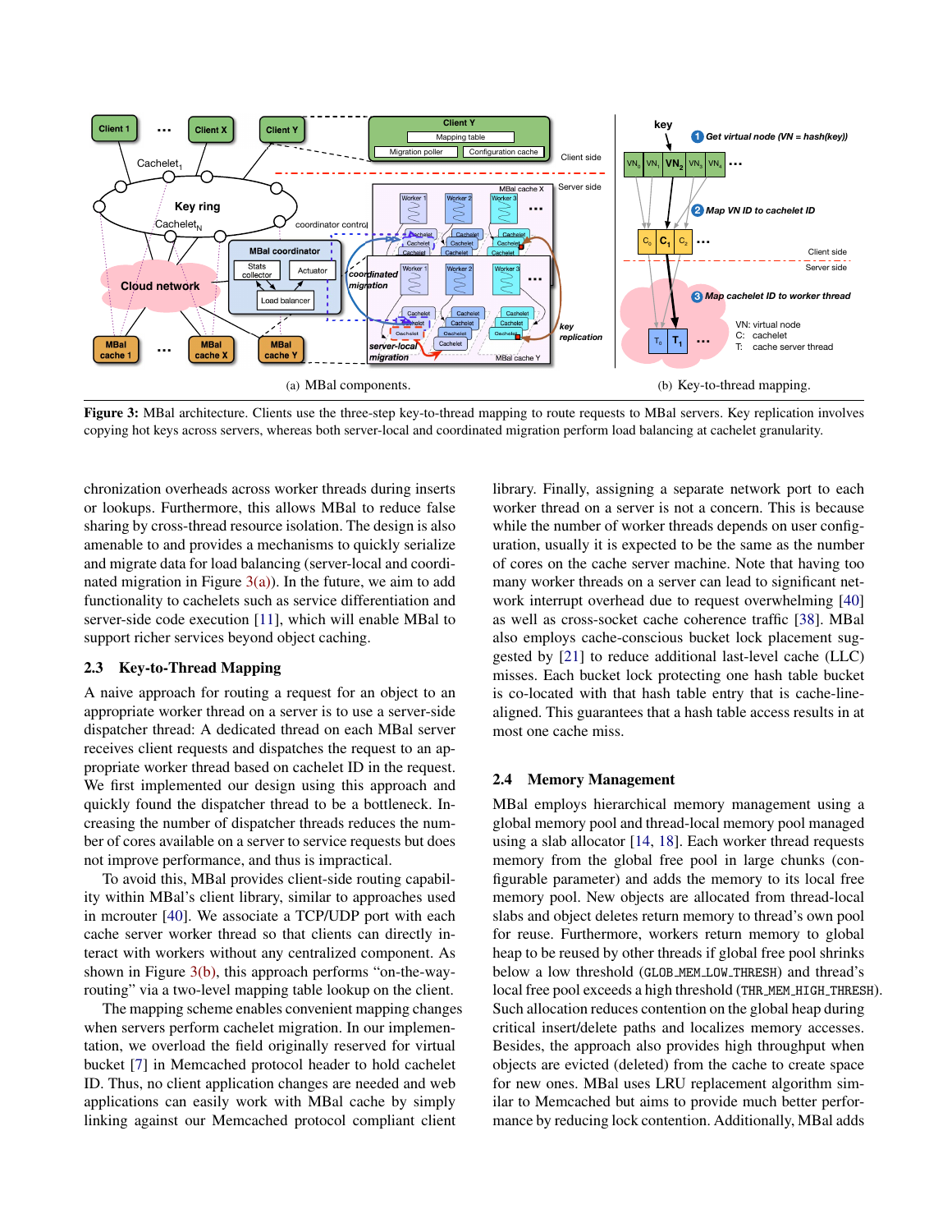(a) MBal components.

(b) Key-to-thread mapping.

**Figure 3:** MBal architecture. Clients use the three-step key-to-thread mapping to route requests to MBal servers. Key replication involves copying hot keys across servers, whereas both server-local and coordinated migration perform load balancing at cachelet granularity.

chronization overheads across worker threads during inserts or lookups. Furthermore, this allows MBal to reduce false sharing by cross-thread resource isolation. The design is also amenable to and provides a mechanisms to quickly serialize and migrate data for load balancing (server-local and coordinated migration in Figure 3(a)). In the future, we aim to add functionality to cachelets such as service differentiation and server-side code execution [11], which will enable MBal to support richer services beyond object caching.

### 2.3 Key-to-Thread Mapping

A naive approach for routing a request for an object to an appropriate worker thread on a server is to use a server-side dispatcher thread: A dedicated thread on each MBal server receives client requests and dispatches the request to an appropriate worker thread based on cachelet ID in the request. We first implemented our design using this approach and quickly found the dispatcher thread to be a bottleneck. Increasing the number of dispatcher threads reduces the number of cores available on a server to service requests but does not improve performance, and thus is impractical.

To avoid this, MBal provides client-side routing capability within MBal's client library, similar to approaches used in mcrouter [40]. We associate a TCP/UDP port with each cache server worker thread so that clients can directly interact with workers without any centralized component. As shown in Figure 3(b), this approach performs "on-the-way-routing" via a two-level mapping table lookup on the client.

The mapping scheme enables convenient mapping changes when servers perform cachelet migration. In our implementation, we overload the field originally reserved for virtual bucket [7] in Memcached protocol header to hold cachelet ID. Thus, no client application changes are needed and web applications can easily work with MBal cache by simply linking against our Memcached protocol compliant client library. Finally, assigning a separate network port to each worker thread on a server is not a concern. This is because while the number of worker threads depends on user configuration, usually it is expected to be the same as the number of cores on the cache server machine. Note that having too many worker threads on a server can lead to significant network interrupt overhead due to request overwhelming [40] as well as cross-socket cache coherence traffic [38]. MBal also employs cache-conscious bucket lock placement suggested by [21] to reduce additional last-level cache (LLC) misses. Each bucket lock protecting one hash table bucket is co-located with that hash table entry that is cache-line-aligned. This guarantees that a hash table access results in at most one cache miss.

### 2.4 Memory Management

MBal employs hierarchical memory management using a global memory pool and thread-local memory pool managed using a slab allocator [14, 18]. Each worker thread requests memory from the global free pool in large chunks (configurable parameter) and adds the memory to its local free memory pool. New objects are allocated from thread-local slabs and object deletes return memory to thread's own pool for reuse. Furthermore, workers return memory to global heap to be reused by other threads if global free pool shrinks below a low threshold (`GLOB_MEM_LOW_THRESH`) and thread's local free pool exceeds a high threshold (`THR_MEM_HIGH_THRESH`). Such allocation reduces contention on the global heap during critical insert/delete paths and localizes memory accesses. Besides, the approach also provides high throughput when objects are evicted (deleted) from the cache to create space for new ones. MBal uses LRU replacement algorithm similar to Memcached but aims to provide much better performance by reducing lock contention. Additionally, MBal adds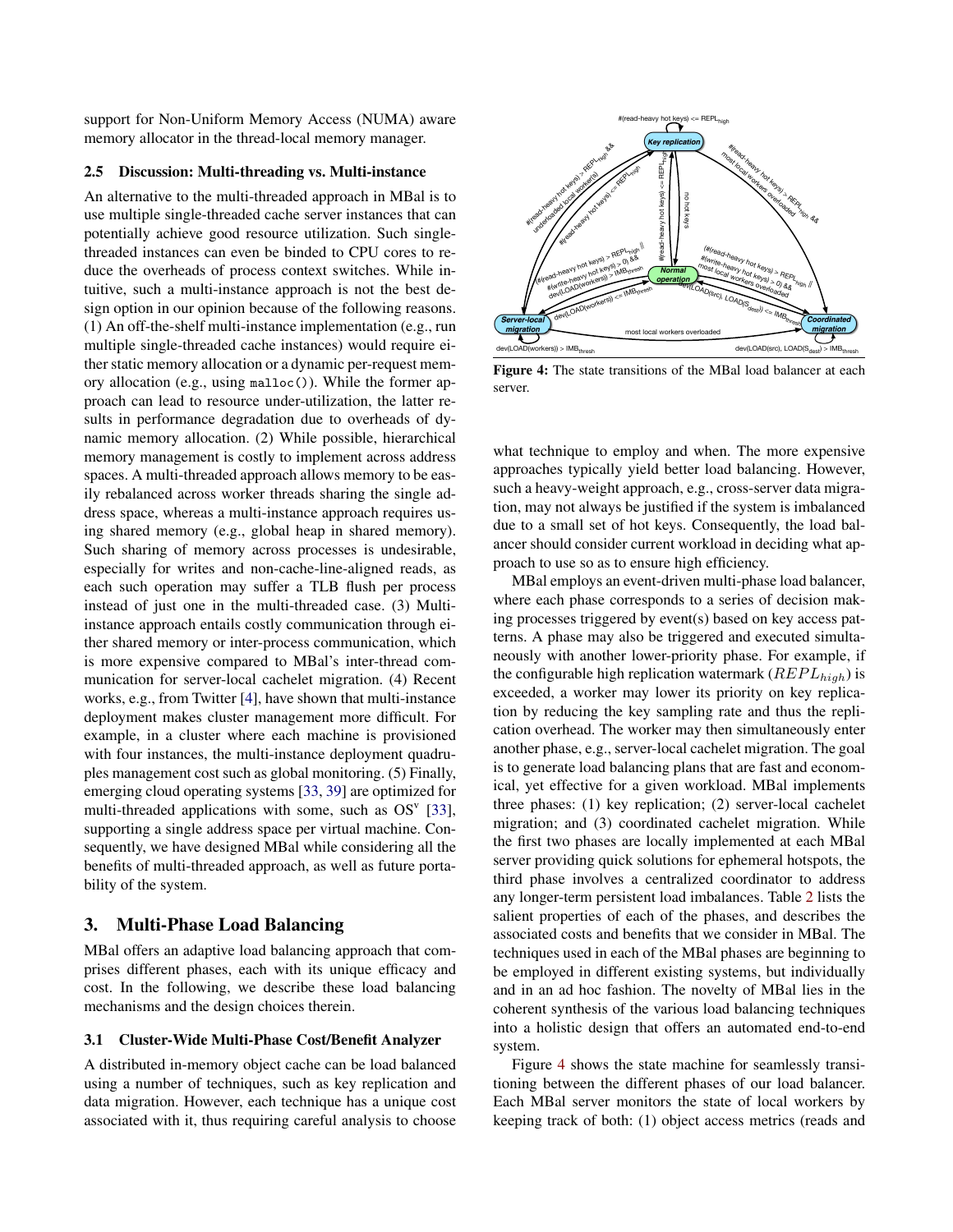support for Non-Uniform Memory Access (NUMA) aware memory allocator in the thread-local memory manager.

### 2.5 Discussion: Multi-threading vs. Multi-instance

An alternative to the multi-threaded approach in MBal is to use multiple single-threaded cache server instances that can potentially achieve good resource utilization. Such single-threaded instances can even be binded to CPU cores to reduce the overheads of process context switches. While intuitive, such a multi-instance approach is not the best design option in our opinion because of the following reasons. (1) An off-the-shelf multi-instance implementation (e.g., run multiple single-threaded cache instances) would require either static memory allocation or a dynamic per-request memory allocation (e.g., using `malloc()`). While the former approach can lead to resource under-utilization, the latter results in performance degradation due to overheads of dynamic memory allocation. (2) While possible, hierarchical memory management is costly to implement across address spaces. A multi-threaded approach allows memory to be easily rebalanced across worker threads sharing the single address space, whereas a multi-instance approach requires using shared memory (e.g., global heap in shared memory). Such sharing of memory across processes is undesirable, especially for writes and non-cache-line-aligned reads, as each such operation may suffer a TLB flush per process instead of just one in the multi-threaded case. (3) Multi-instance approach entails costly communication through either shared memory or inter-process communication, which is more expensive compared to MBal's inter-thread communication for server-local cachelet migration. (4) Recent works, e.g., from Twitter [4], have shown that multi-instance deployment makes cluster management more difficult. For example, in a cluster where each machine is provisioned with four instances, the multi-instance deployment quadruples management cost such as global monitoring. (5) Finally, emerging cloud operating systems [33, 39] are optimized for multi-threaded applications with some, such as OS[v] [33], supporting a single address space per virtual machine. Consequently, we have designed MBal while considering all the benefits of multi-threaded approach, as well as future portability of the system.

## 3. Multi-Phase Load Balancing

MBal offers an adaptive load balancing approach that comprises different phases, each with its unique efficacy and cost. In the following, we describe these load balancing mechanisms and the design choices therein.

### 3.1 Cluster-Wide Multi-Phase Cost/Benefit Analyzer

A distributed in-memory object cache can be load balanced using a number of techniques, such as key replication and data migration. However, each technique has a unique cost associated with it, thus requiring careful analysis to choose what technique to employ and when. The more expensive approaches typically yield better load balancing. However, such a heavy-weight approach, e.g., cross-server data migration, may not always be justified if the system is imbalanced due to a small set of hot keys. Consequently, the load balancer should consider current workload in deciding what approach to use so as to ensure high efficiency.

**Figure 4:** The state transitions of the MBal load balancer at each server.

MBal employs an event-driven multi-phase load balancer, where each phase corresponds to a series of decision making processes triggered by event(s) based on key access patterns. A phase may also be triggered and executed simultaneously with another lower-priority phase. For example, if the configurable high replication watermark ($REPL_{high}$) is exceeded, a worker may lower its priority on key replication by reducing the key sampling rate and thus the replication overhead. The worker may then simultaneously enter another phase, e.g., server-local cachelet migration. The goal is to generate load balancing plans that are fast and economical, yet effective for a given workload. MBal implements three phases: (1) key replication; (2) server-local cachelet migration; and (3) coordinated cachelet migration. While the first two phases are locally implemented at each MBal server providing quick solutions for ephemeral hotspots, the third phase involves a centralized coordinator to address any longer-term persistent load imbalances. Table 2 lists the salient properties of each of the phases, and describes the associated costs and benefits that we consider in MBal. The techniques used in each of the MBal phases are beginning to be employed in different existing systems, but individually and in an ad hoc fashion. The novelty of MBal lies in the coherent synthesis of the various load balancing techniques into a holistic design that offers an automated end-to-end system.

Figure 4 shows the state machine for seamlessly transitioning between the different phases of our load balancer. Each MBal server monitors the state of local workers by keeping track of both: (1) object access metrics (reads and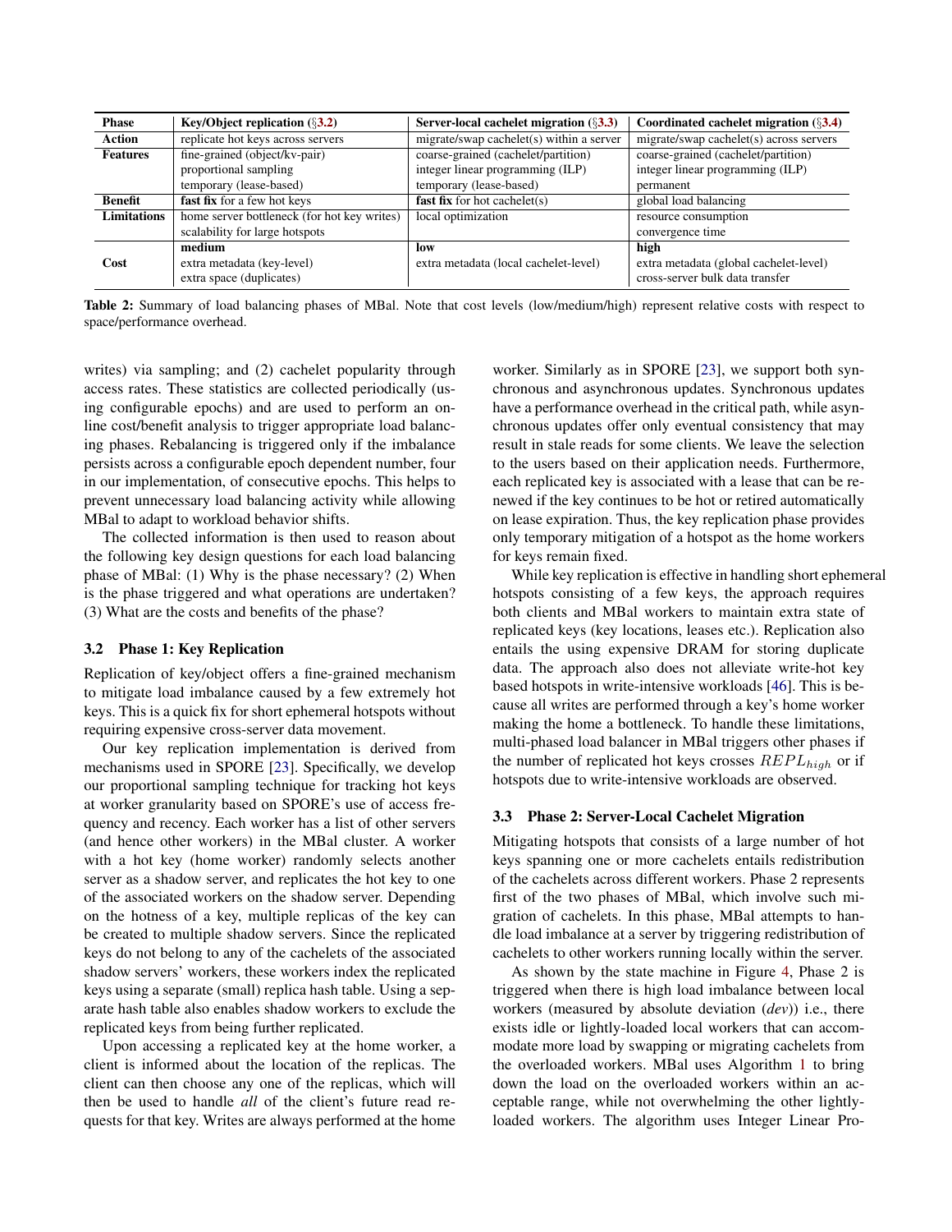| Phase | Key/Object replication (§3.2) | Server-local cachelet migration (§3.3) | Coordinated cachelet migration (§3.4) |
|---|---|---|---|
| **Action** | replicate hot keys across servers | migrate/swap cachelet(s) within a server | migrate/swap cachelet(s) across servers |
| **Features** | fine-grained (object/kv-pair)<br>proportional sampling<br>temporary (lease-based) | coarse-grained (cachelet/partition)<br>integer linear programming (ILP)<br>temporary (lease-based) | coarse-grained (cachelet/partition)<br>integer linear programming (ILP)<br>permanent |
| **Benefit** | **fast fix** for a few hot keys | **fast fix** for hot cachelet(s) | global load balancing |
| **Limitations** | home server bottleneck (for hot key writes)<br>scalability for large hotspots | local optimization | resource consumption<br>convergence time |
| **Cost** | **medium**<br>extra metadata (key-level)<br>extra space (duplicates) | **low**<br>extra metadata (local cachelet-level) | **high**<br>extra metadata (global cachelet-level)<br>cross-server bulk data transfer |

**Table 2:** Summary of load balancing phases of MBal. Note that cost levels (low/medium/high) represent relative costs with respect to space/performance overhead.

writes) via sampling; and (2) cachelet popularity through access rates. These statistics are collected periodically (using configurable epochs) and are used to perform an online cost/benefit analysis to trigger appropriate load balancing phases. Rebalancing is triggered only if the imbalance persists across a configurable epoch dependent number, four in our implementation, of consecutive epochs. This helps to prevent unnecessary load balancing activity while allowing MBal to adapt to workload behavior shifts.

The collected information is then used to reason about the following key design questions for each load balancing phase of MBal: (1) Why is the phase necessary? (2) When is the phase triggered and what operations are undertaken? (3) What are the costs and benefits of the phase?

### 3.2 Phase 1: Key Replication

Replication of key/object offers a fine-grained mechanism to mitigate load imbalance caused by a few extremely hot keys. This is a quick fix for short ephemeral hotspots without requiring expensive cross-server data movement.

Our key replication implementation is derived from mechanisms used in SPORE [23]. Specifically, we develop our proportional sampling technique for tracking hot keys at worker granularity based on SPORE's use of access frequency and recency. Each worker has a list of other servers (and hence other workers) in the MBal cluster. A worker with a hot key (home worker) randomly selects another server as a shadow server, and replicates the hot key to one of the associated workers on the shadow server. Depending on the hotness of a key, multiple replicas of the key can be created to multiple shadow servers. Since the replicated keys do not belong to any of the cachelets of the associated shadow servers' workers, these workers index the replicated keys using a separate (small) replica hash table. Using a separate hash table also enables shadow workers to exclude the replicated keys from being further replicated.

Upon accessing a replicated key at the home worker, a client is informed about the location of the replicas. The client can then choose any one of the replicas, which will then be used to handle *all* of the client's future read requests for that key. Writes are always performed at the home worker. Similarly as in SPORE [23], we support both synchronous and asynchronous updates. Synchronous updates have a performance overhead in the critical path, while asynchronous updates offer only eventual consistency that may result in stale reads for some clients. We leave the selection to the users based on their application needs. Furthermore, each replicated key is associated with a lease that can be renewed if the key continues to be hot or retired automatically on lease expiration. Thus, the key replication phase provides only temporary mitigation of a hotspot as the home workers for keys remain fixed.

While key replication is effective in handling short ephemeral hotspots consisting of a few keys, the approach requires both clients and MBal workers to maintain extra state of replicated keys (key locations, leases etc.). Replication also entails the using expensive DRAM for storing duplicate data. The approach also does not alleviate write-hot key based hotspots in write-intensive workloads [46]. This is because all writes are performed through a key's home worker making the home a bottleneck. To handle these limitations, multi-phased load balancer in MBal triggers other phases if the number of replicated hot keys crosses $REPL_{high}$ or if hotspots due to write-intensive workloads are observed.

### 3.3 Phase 2: Server-Local Cachelet Migration

Mitigating hotspots that consists of a large number of hot keys spanning one or more cachelets entails redistribution of the cachelets across different workers. Phase 2 represents first of the two phases of MBal, which involve such migration of cachelets. In this phase, MBal attempts to handle load imbalance at a server by triggering redistribution of cachelets to other workers running locally within the server.

As shown by the state machine in Figure 4, Phase 2 is triggered when there is high load imbalance between local workers (measured by absolute deviation (*dev*)) i.e., there exists idle or lightly-loaded local workers that can accommodate more load by swapping or migrating cachelets from the overloaded workers. MBal uses Algorithm 1 to bring down the load on the overloaded workers within an acceptable range, while not overwhelming the other lightly-loaded workers. The algorithm uses Integer Linear Pro-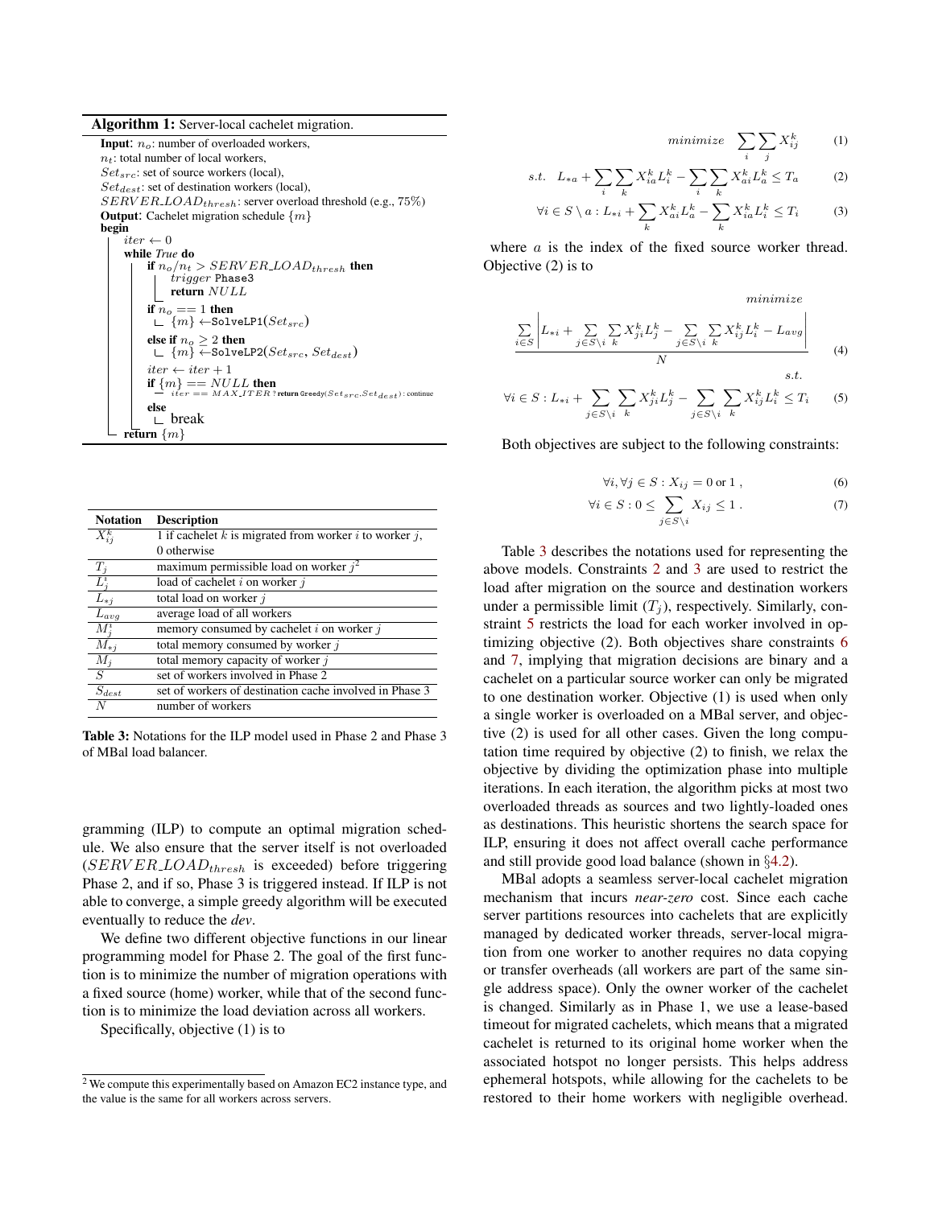**Algorithm 1:** Server-local cachelet migration.

```
Input: n_o: number of overloaded workers,
  n_t: total number of local workers,
  Set_src: set of source workers (local),
  Set_dest: set of destination workers (local),
  SERVER_LOAD_thresh: server overload threshold (e.g., 75%)
Output: Cachelet migration schedule {m}
begin
    iter ← 0
    while True do
        if n_o/n_t > SERVER_LOAD_thresh then
            trigger Phase3
            return NULL
        if n_o == 1 then
            {m} ← SolveLP1(Set_src)
        else if n_o ≥ 2 then
            {m} ← SolveLP2(Set_src, Set_dest)
        iter ← iter + 1
        if {m} == NULL then
            iter == MAX_ITER ? return Greedy(Set_src, Set_dest) : continue
        else
            break
    return {m}
```

| Notation | Description |
| --- | --- |
| $X_{ij}^k$ | 1 if cachelet $k$ is migrated from worker $i$ to worker $j$, 0 otherwise |
| $T_j$ | maximum permissible load on worker $j$[2] |
| $L_j^i$ | load of cachelet $i$ on worker $j$ |
| $L_{*j}$ | total load on worker $j$ |
| $L_{avg}$ | average load of all workers |
| $M_j^i$ | memory consumed by cachelet $i$ on worker $j$ |
| $M_{*j}$ | total memory consumed by worker $j$ |
| $M_j$ | total memory capacity of worker $j$ |
| $S$ | set of workers involved in Phase 2 |
| $S_{dest}$ | set of workers of destination cache involved in Phase 3 |
| $N$ | number of workers |

**Table 3:** Notations for the ILP model used in Phase 2 and Phase 3 of MBal load balancer.

gramming (ILP) to compute an optimal migration schedule. We also ensure that the server itself is not overloaded ($SERVER\_LOAD_{thresh}$ is exceeded) before triggering Phase 2, and if so, Phase 3 is triggered instead. If ILP is not able to converge, a simple greedy algorithm will be executed eventually to reduce the *dev*.

We define two different objective functions in our linear programming model for Phase 2. The goal of the first function is to minimize the number of migration operations with a fixed source (home) worker, while that of the second function is to minimize the load deviation across all workers.

Specifically, objective (1) is to

$$minimize \quad \sum_i \sum_j X_{ij}^k \tag{1}$$

$$s.t. \quad L_{*a} + \sum_i \sum_k X_{ia}^k L_i^k - \sum_i \sum_k X_{ai}^k L_a^k \le T_a \tag{2}$$

$$\forall i \in S \setminus a : L_{*i} + \sum_k X_{ai}^k L_a^k - \sum_k X_{ia}^k L_i^k \le T_i \tag{3}$$

where $a$ is the index of the fixed source worker thread. Objective (2) is to

$$minimize$$

$$\frac{\sum_{i \in S} \left| L_{*i} + \sum_{j \in S \setminus i} \sum_k X_{ji}^k L_j^k - \sum_{j \in S \setminus i} \sum_k X_{ij}^k L_i^k - L_{avg} \right|}{N} \tag{4}$$

$$s.t.$$

$$\forall i \in S : L_{*i} + \sum_{j \in S \setminus i} \sum_k X_{ji}^k L_j^k - \sum_{j \in S \setminus i} \sum_k X_{ij}^k L_i^k \le T_i \tag{5}$$

Both objectives are subject to the following constraints:

$$\forall i, \forall j \in S : X_{ij} = 0 \text{ or } 1 \,, \tag{6}$$

$$\forall i \in S : 0 \le \sum_{j \in S \setminus i} X_{ij} \le 1 \,. \tag{7}$$

Table 3 describes the notations used for representing the above models. Constraints 2 and 3 are used to restrict the load after migration on the source and destination workers under a permissible limit ($T_j$), respectively. Similarly, constraint 5 restricts the load for each worker involved in optimizing objective (2). Both objectives share constraints 6 and 7, implying that migration decisions are binary and a cachelet on a particular source worker can only be migrated to one destination worker. Objective (1) is used when only a single worker is overloaded on a MBal server, and objective (2) is used for all other cases. Given the long computation time required by objective (2) to finish, we relax the objective by dividing the optimization phase into multiple iterations. In each iteration, the algorithm picks at most two overloaded threads as sources and two lightly-loaded ones as destinations. This heuristic shortens the search space for ILP, ensuring it does not affect overall cache performance and still provide good load balance (shown in §4.2).

MBal adopts a seamless server-local cachelet migration mechanism that incurs *near-zero* cost. Since each cache server partitions resources into cachelets that are explicitly managed by dedicated worker threads, server-local migration from one worker to another requires no data copying or transfer overheads (all workers are part of the same single address space). Only the owner worker of the cachelet is changed. Similarly as in Phase 1, we use a lease-based timeout for migrated cachelets, which means that a migrated cachelet is returned to its original home worker when the associated hotspot no longer persists. This helps address ephemeral hotspots, while allowing for the cachelets to be restored to their home workers with negligible overhead.

[2] We compute this experimentally based on Amazon EC2 instance type, and the value is the same for all workers across servers.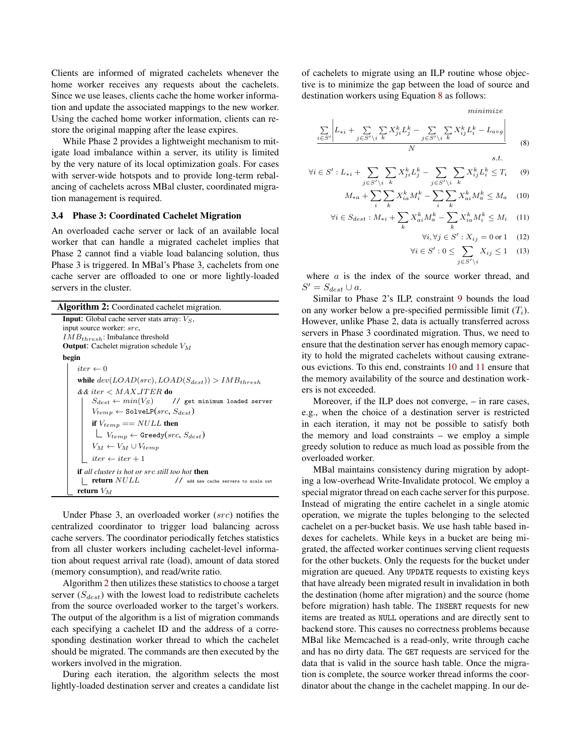Clients are informed of migrated cachelets whenever the home worker receives any requests about the cachelets. Since we use leases, clients cache the home worker information and update the associated mappings to the new worker. Using the cached home worker information, clients can restore the original mapping after the lease expires.

While Phase 2 provides a lightweight mechanism to mitigate load imbalance within a server, its utility is limited by the very nature of its local optimization goals. For cases with server-wide hotspots and to provide long-term rebalancing of cachelets across MBal cluster, coordinated migration management is required.

### 3.4 Phase 3: Coordinated Cachelet Migration

An overloaded cache server or lack of an available local worker that can handle a migrated cachelet implies that Phase 2 cannot find a viable load balancing solution, thus Phase 3 is triggered. In MBal's Phase 3, cachelets from one cache server are offloaded to one or more lightly-loaded servers in the cluster.

**Algorithm 2:** Coordinated cachelet migration.

```
Input: Global cache server stats array: V_S,
  input source worker: src,
  IMB_thresh: Imbalance threshold
Output: Cachelet migration schedule V_M
begin
    iter ← 0
    while dev(LOAD(src), LOAD(S_dest)) > IMB_thresh
    && iter < MAX_ITER do
        S_dest ← min(V_S)          // get minimum loaded server
        V_temp ← SolveLP(src, S_dest)
        if V_temp == NULL then
            V_temp ← Greedy(src, S_dest)
        V_M ← V_M ∪ V_temp
        iter ← iter + 1
    if all cluster is hot or src still too hot then
        return NULL                // add new cache servers to scale out
    return V_M
```

Under Phase 3, an overloaded worker ($src$) notifies the centralized coordinator to trigger load balancing across cache servers. The coordinator periodically fetches statistics from all cluster workers including cachelet-level information about request arrival rate (load), amount of data stored (memory consumption), and read/write ratio.

Algorithm 2 then utilizes these statistics to choose a target server ($S_{dest}$) with the lowest load to redistribute cachelets from the source overloaded worker to the target's workers. The output of the algorithm is a list of migration commands each specifying a cachelet ID and the address of a corresponding destination worker thread to which the cachelet should be migrated. The commands are then executed by the workers involved in the migration.

During each iteration, the algorithm selects the most lightly-loaded destination server and creates a candidate list of cachelets to migrate using an ILP routine whose objective is to minimize the gap between the load of source and destination workers using Equation 8 as follows:

$$\text{minimize} \quad \frac{\sum_{i\in S'} \left| L_{*i} + \sum_{j\in S'\setminus i}\sum_{k} X_{ji}^{k} L_{j}^{k} - \sum_{j\in S'\setminus i}\sum_{k} X_{ij}^{k} L_{i}^{k} - L_{avg} \right|}{N} \tag{8}$$

s.t.

$$\forall i \in S' : L_{*i} + \sum_{j\in S'\setminus i}\sum_{k} X_{ji}^{k} L_{j}^{k} - \sum_{j\in S'\setminus i}\sum_{k} X_{ij}^{k} L_{i}^{k} \leq T_i \tag{9}$$

$$M_{*a} + \sum_{i}\sum_{k} X_{ia}^{k} M_{i}^{k} - \sum_{i}\sum_{k} X_{ai}^{k} M_{a}^{k} \leq M_a \tag{10}$$

$$\forall i \in S_{dest} : M_{*i} + \sum_{k} X_{ai}^{k} M_{a}^{k} - \sum_{k} X_{ia}^{k} M_{i}^{k} \leq M_i \tag{11}$$

$$\forall i, \forall j \in S' : X_{ij} = 0 \text{ or } 1 \tag{12}$$

$$\forall i \in S' : 0 \leq \sum_{j\in S'\setminus i} X_{ij} \leq 1 \tag{13}$$

where $a$ is the index of the source worker thread, and $S' = S_{dest} \cup a$.

Similar to Phase 2's ILP, constraint 9 bounds the load on any worker below a pre-specified permissible limit ($T_i$). However, unlike Phase 2, data is actually transferred across servers in Phase 3 coordinated migration. Thus, we need to ensure that the destination server has enough memory capacity to hold the migrated cachelets without causing extraneous evictions. To this end, constraints 10 and 11 ensure that the memory availability of the source and destination workers is not exceeded.

Moreover, if the ILP does not converge, – in rare cases, e.g., when the choice of a destination server is restricted in each iteration, it may not be possible to satisfy both the memory and load constraints – we employ a simple greedy solution to reduce as much load as possible from the overloaded worker.

MBal maintains consistency during migration by adopting a low-overhead Write-Invalidate protocol. We employ a special migrator thread on each cache server for this purpose. Instead of migrating the entire cachelet in a single atomic operation, we migrate the tuples belonging to the selected cachelet on a per-bucket basis. We use hash table based indexes for cachelets. While keys in a bucket are being migrated, the affected worker continues serving client requests for the other buckets. Only the requests for the bucket under migration are queued. Any `UPDATE` requests to existing keys that have already been migrated result in invalidation in both the destination (home after migration) and the source (home before migration) hash table. The `INSERT` requests for new items are treated as `NULL` operations and are directly sent to backend store. This causes no correctness problems because MBal like Memcached is a read-only, write through cache and has no dirty data. The `GET` requests are serviced for the data that is valid in the source hash table. Once the migration is complete, the source worker thread informs the coordinator about the change in the cachelet mapping. In our de-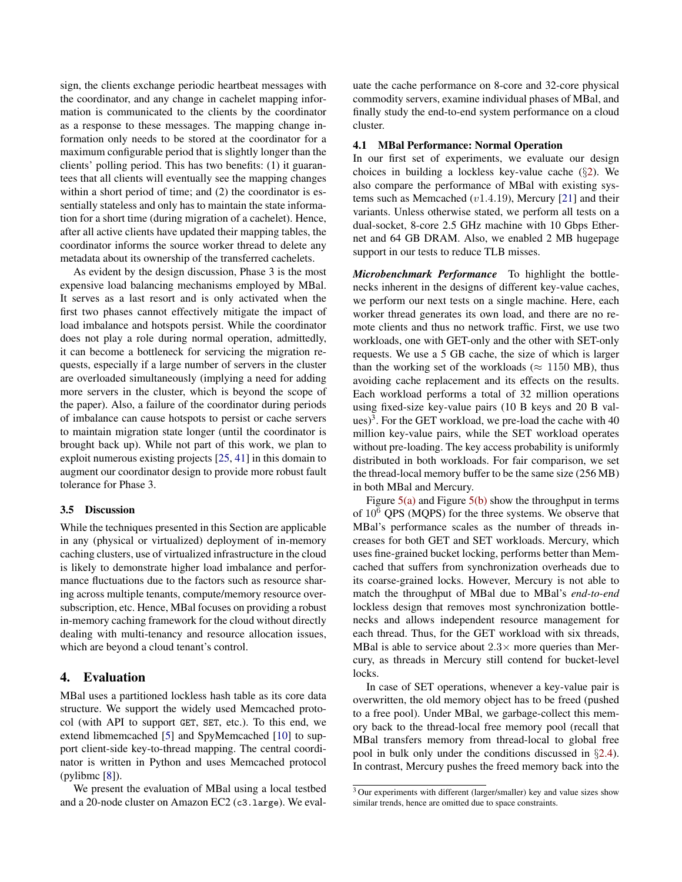sign, the clients exchange periodic heartbeat messages with the coordinator, and any change in cachelet mapping information is communicated to the clients by the coordinator as a response to these messages. The mapping change information only needs to be stored at the coordinator for a maximum configurable period that is slightly longer than the clients' polling period. This has two benefits: (1) it guarantees that all clients will eventually see the mapping changes within a short period of time; and (2) the coordinator is essentially stateless and only has to maintain the state information for a short time (during migration of a cachelet). Hence, after all active clients have updated their mapping tables, the coordinator informs the source worker thread to delete any metadata about its ownership of the transferred cachelets.

As evident by the design discussion, Phase 3 is the most expensive load balancing mechanisms employed by MBal. It serves as a last resort and is only activated when the first two phases cannot effectively mitigate the impact of load imbalance and hotspots persist. While the coordinator does not play a role during normal operation, admittedly, it can become a bottleneck for servicing the migration requests, especially if a large number of servers in the cluster are overloaded simultaneously (implying a need for adding more servers in the cluster, which is beyond the scope of the paper). Also, a failure of the coordinator during periods of imbalance can cause hotspots to persist or cache servers to maintain migration state longer (until the coordinator is brought back up). While not part of this work, we plan to exploit numerous existing projects [25, 41] in this domain to augment our coordinator design to provide more robust fault tolerance for Phase 3.

### 3.5 Discussion

While the techniques presented in this Section are applicable in any (physical or virtualized) deployment of in-memory caching clusters, use of virtualized infrastructure in the cloud is likely to demonstrate higher load imbalance and performance fluctuations due to the factors such as resource sharing across multiple tenants, compute/memory resource oversubscription, etc. Hence, MBal focuses on providing a robust in-memory caching framework for the cloud without directly dealing with multi-tenancy and resource allocation issues, which are beyond a cloud tenant's control.

## 4. Evaluation

MBal uses a partitioned lockless hash table as its core data structure. We support the widely used Memcached protocol (with API to support `GET`, `SET`, etc.). To this end, we extend libmemcached [5] and SpyMemcached [10] to support client-side key-to-thread mapping. The central coordinator is written in Python and uses Memcached protocol (pylibmc [8]).

We present the evaluation of MBal using a local testbed and a 20-node cluster on Amazon EC2 (`c3.large`). We evaluate the cache performance on 8-core and 32-core physical commodity servers, examine individual phases of MBal, and finally study the end-to-end system performance on a cloud cluster.

### 4.1 MBal Performance: Normal Operation

In our first set of experiments, we evaluate our design choices in building a lockless key-value cache (§2). We also compare the performance of MBal with existing systems such as Memcached ($v1.4.19$), Mercury [21] and their variants. Unless otherwise stated, we perform all tests on a dual-socket, 8-core 2.5 GHz machine with 10 Gbps Ethernet and 64 GB DRAM. Also, we enabled 2 MB hugepage support in our tests to reduce TLB misses.

***Microbenchmark Performance*** To highlight the bottlenecks inherent in the designs of different key-value caches, we perform our next tests on a single machine. Here, each worker thread generates its own load, and there are no remote clients and thus no network traffic. First, we use two workloads, one with GET-only and the other with SET-only requests. We use a 5 GB cache, the size of which is larger than the working set of the workloads ($\approx$ 1150 MB), thus avoiding cache replacement and its effects on the results. Each workload performs a total of 32 million operations using fixed-size key-value pairs (10 B keys and 20 B values)[3]. For the GET workload, we pre-load the cache with 40 million key-value pairs, while the SET workload operates without pre-loading. The key access probability is uniformly distributed in both workloads. For fair comparison, we set the thread-local memory buffer to be the same size (256 MB) in both MBal and Mercury.

Figure 5(a) and Figure 5(b) show the throughput in terms of $10^6$ QPS (MQPS) for the three systems. We observe that MBal's performance scales as the number of threads increases for both GET and SET workloads. Mercury, which uses fine-grained bucket locking, performs better than Memcached that suffers from synchronization overheads due to its coarse-grained locks. However, Mercury is not able to match the throughput of MBal due to MBal's *end-to-end* lockless design that removes most synchronization bottlenecks and allows independent resource management for each thread. Thus, for the GET workload with six threads, MBal is able to service about 2.3$\times$ more queries than Mercury, as threads in Mercury still contend for bucket-level locks.

In case of SET operations, whenever a key-value pair is overwritten, the old memory object has to be freed (pushed to a free pool). Under MBal, we garbage-collect this memory back to the thread-local free memory pool (recall that MBal transfers memory from thread-local to global free pool in bulk only under the conditions discussed in §2.4). In contrast, Mercury pushes the freed memory back into the

[3] Our experiments with different (larger/smaller) key and value sizes show similar trends, hence are omitted due to space constraints.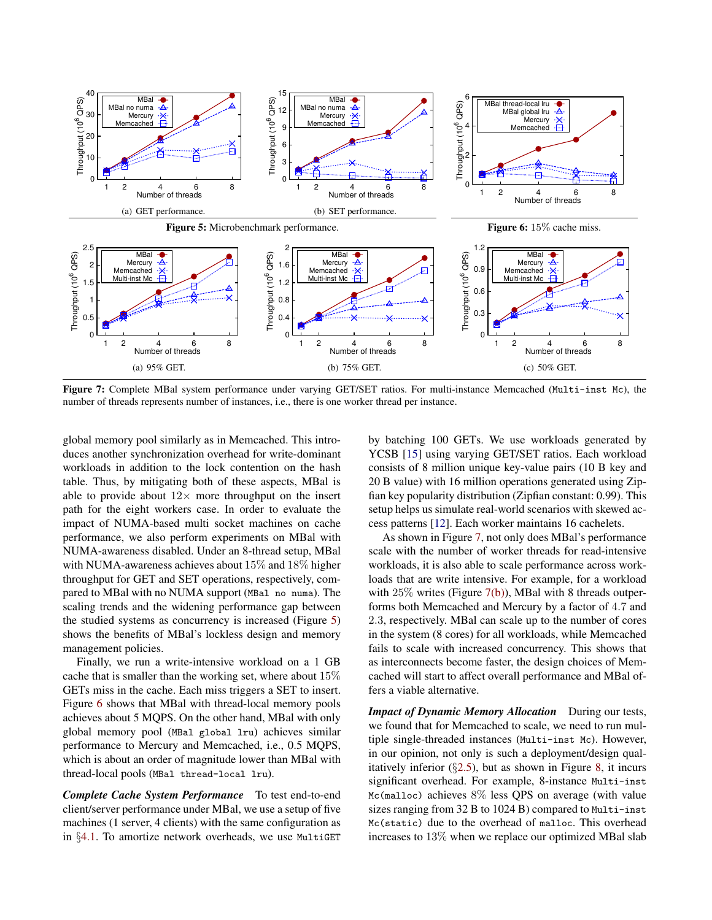(a) GET performance.

(b) SET performance.

**Figure 5:** Microbenchmark performance.

**Figure 6:** 15% cache miss.

(a) 95% GET.

(b) 75% GET.

(c) 50% GET.

**Figure 7:** Complete MBal system performance under varying GET/SET ratios. For multi-instance Memcached (`Multi-inst Mc`), the number of threads represents number of instances, i.e., there is one worker thread per instance.

global memory pool similarly as in Memcached. This introduces another synchronization overhead for write-dominant workloads in addition to the lock contention on the hash table. Thus, by mitigating both of these aspects, MBal is able to provide about 12× more throughput on the insert path for the eight workers case. In order to evaluate the impact of NUMA-based multi socket machines on cache performance, we also perform experiments on MBal with NUMA-awareness disabled. Under an 8-thread setup, MBal with NUMA-awareness achieves about 15% and 18% higher throughput for GET and SET operations, respectively, compared to MBal with no NUMA support (`MBal no numa`). The scaling trends and the widening performance gap between the studied systems as concurrency is increased (Figure 5) shows the benefits of MBal's lockless design and memory management policies.

Finally, we run a write-intensive workload on a 1 GB cache that is smaller than the working set, where about 15% GETs miss in the cache. Each miss triggers a SET to insert. Figure 6 shows that MBal with thread-local memory pools achieves about 5 MQPS. On the other hand, MBal with only global memory pool (`MBal global lru`) achieves similar performance to Mercury and Memcached, i.e., 0.5 MQPS, which is about an order of magnitude lower than MBal with thread-local pools (`MBal thread-local lru`).

***Complete Cache System Performance*** To test end-to-end client/server performance under MBal, we use a setup of five machines (1 server, 4 clients) with the same configuration as in §4.1. To amortize network overheads, we use `MultiGET` by batching 100 GETs. We use workloads generated by YCSB [15] using varying GET/SET ratios. Each workload consists of 8 million unique key-value pairs (10 B key and 20 B value) with 16 million operations generated using Zipfian key popularity distribution (Zipfian constant: 0.99). This setup helps us simulate real-world scenarios with skewed access patterns [12]. Each worker maintains 16 cachelets.

As shown in Figure 7, not only does MBal's performance scale with the number of worker threads for read-intensive workloads, it is also able to scale performance across workloads that are write intensive. For example, for a workload with 25% writes (Figure 7(b)), MBal with 8 threads outperforms both Memcached and Mercury by a factor of 4.7 and 2.3, respectively. MBal can scale up to the number of cores in the system (8 cores) for all workloads, while Memcached fails to scale with increased concurrency. This shows that as interconnects become faster, the design choices of Memcached will start to affect overall performance and MBal offers a viable alternative.

***Impact of Dynamic Memory Allocation*** During our tests, we found that for Memcached to scale, we need to run multiple single-threaded instances (`Multi-inst Mc`). However, in our opinion, not only is such a deployment/design qualitatively inferior (§2.5), but as shown in Figure 8, it incurs significant overhead. For example, 8-instance `Multi-inst Mc(malloc)` achieves 8% less QPS on average (with value sizes ranging from 32 B to 1024 B) compared to `Multi-inst Mc(static)` due to the overhead of `malloc`. This overhead increases to 13% when we replace our optimized MBal slab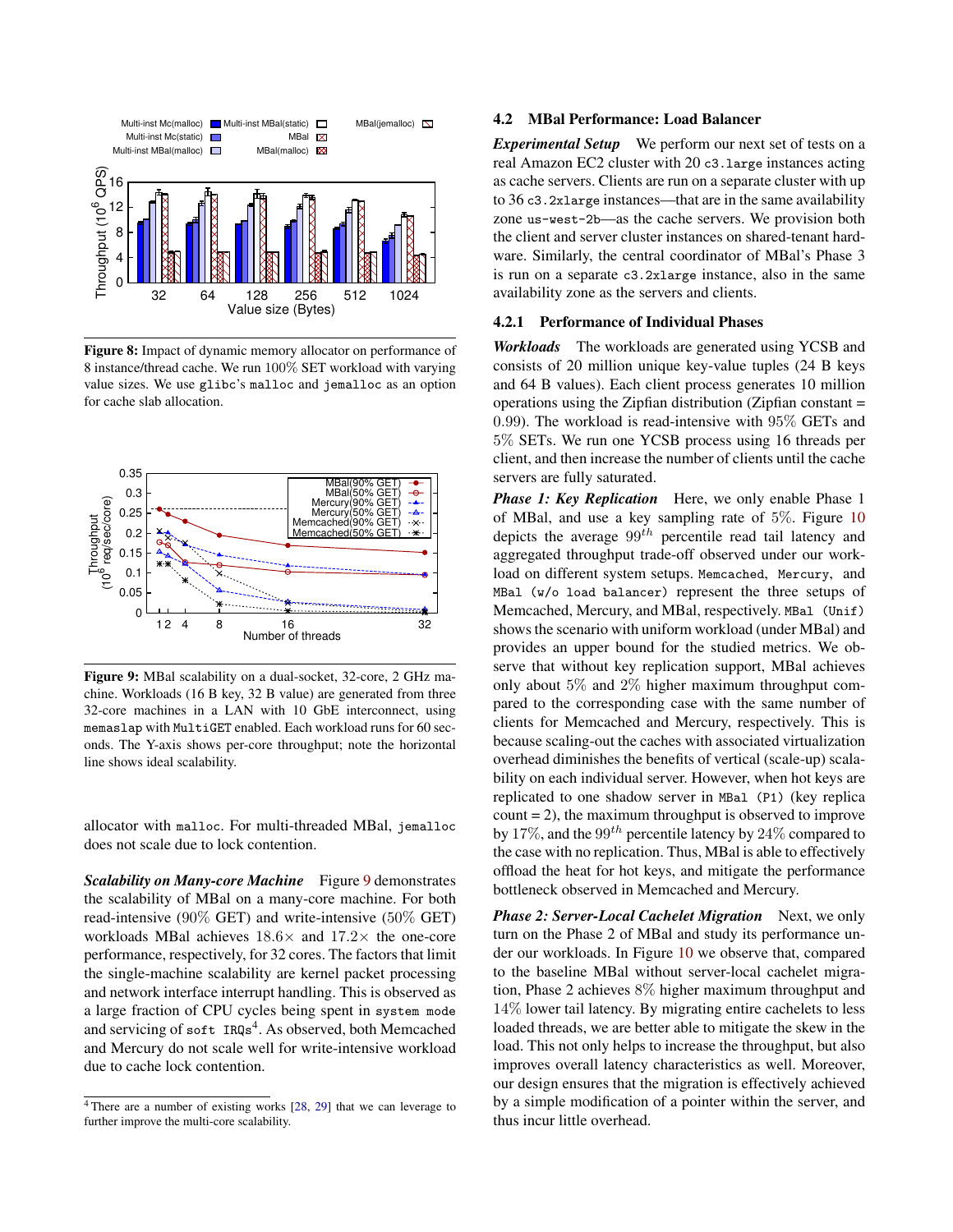**Figure 8:** Impact of dynamic memory allocator on performance of 8 instance/thread cache. We run 100% SET workload with varying value sizes. We use glibc's malloc and jemalloc as an option for cache slab allocation.

**Figure 9:** MBal scalability on a dual-socket, 32-core, 2 GHz machine. Workloads (16 B key, 32 B value) are generated from three 32-core machines in a LAN with 10 GbE interconnect, using memaslap with MultiGET enabled. Each workload runs for 60 seconds. The Y-axis shows per-core throughput; note the horizontal line shows ideal scalability.

allocator with malloc. For multi-threaded MBal, jemalloc does not scale due to lock contention.

***Scalability on Many-core Machine*** Figure 9 demonstrates the scalability of MBal on a many-core machine. For both read-intensive (90% GET) and write-intensive (50% GET) workloads MBal achieves 18.6× and 17.2× the one-core performance, respectively, for 32 cores. The factors that limit the single-machine scalability are kernel packet processing and network interface interrupt handling. This is observed as a large fraction of CPU cycles being spent in system mode and servicing of soft IRQs[4]. As observed, both Memcached and Mercury do not scale well for write-intensive workload due to cache lock contention.

[4] There are a number of existing works [28, 29] that we can leverage to further improve the multi-core scalability.

### 4.2 MBal Performance: Load Balancer

***Experimental Setup*** We perform our next set of tests on a real Amazon EC2 cluster with 20 c3.large instances acting as cache servers. Clients are run on a separate cluster with up to 36 c3.2xlarge instances—that are in the same availability zone us-west-2b—as the cache servers. We provision both the client and server cluster instances on shared-tenant hardware. Similarly, the central coordinator of MBal's Phase 3 is run on a separate c3.2xlarge instance, also in the same availability zone as the servers and clients.

#### 4.2.1 Performance of Individual Phases

***Workloads*** The workloads are generated using YCSB and consists of 20 million unique key-value tuples (24 B keys and 64 B values). Each client process generates 10 million operations using the Zipfian distribution (Zipfian constant = 0.99). The workload is read-intensive with 95% GETs and 5% SETs. We run one YCSB process using 16 threads per client, and then increase the number of clients until the cache servers are fully saturated.

***Phase 1: Key Replication*** Here, we only enable Phase 1 of MBal, and use a key sampling rate of 5%. Figure 10 depicts the average $99^{th}$ percentile read tail latency and aggregated throughput trade-off observed under our workload on different system setups. Memcached, Mercury, and MBal (w/o load balancer) represent the three setups of Memcached, Mercury, and MBal, respectively. MBal (Unif) shows the scenario with uniform workload (under MBal) and provides an upper bound for the studied metrics. We observe that without key replication support, MBal achieves only about 5% and 2% higher maximum throughput compared to the corresponding case with the same number of clients for Memcached and Mercury, respectively. This is because scaling-out the caches with associated virtualization overhead diminishes the benefits of vertical (scale-up) scalability on each individual server. However, when hot keys are replicated to one shadow server in MBal (P1) (key replica count = 2), the maximum throughput is observed to improve by 17%, and the $99^{th}$ percentile latency by 24% compared to the case with no replication. Thus, MBal is able to effectively offload the heat for hot keys, and mitigate the performance bottleneck observed in Memcached and Mercury.

***Phase 2: Server-Local Cachelet Migration*** Next, we only turn on the Phase 2 of MBal and study its performance under our workloads. In Figure 10 we observe that, compared to the baseline MBal without server-local cachelet migration, Phase 2 achieves 8% higher maximum throughput and 14% lower tail latency. By migrating entire cachelets to less loaded threads, we are better able to mitigate the skew in the load. This not only helps to increase the throughput, but also improves overall latency characteristics as well. Moreover, our design ensures that the migration is effectively achieved by a simple modification of a pointer within the server, and thus incur little overhead.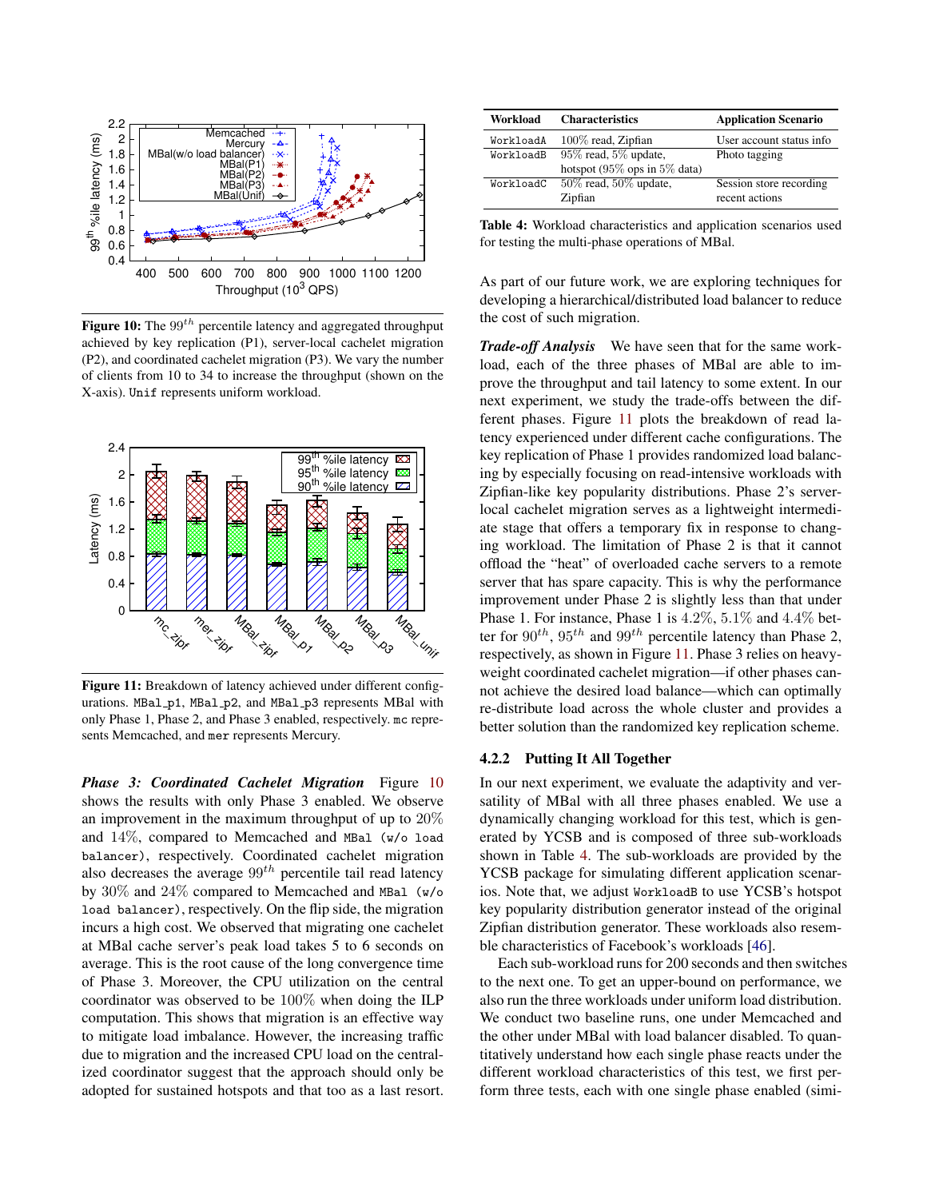**Figure 10:** The $99^{th}$ percentile latency and aggregated throughput achieved by key replication (P1), server-local cachelet migration (P2), and coordinated cachelet migration (P3). We vary the number of clients from 10 to 34 to increase the throughput (shown on the X-axis). `Unif` represents uniform workload.

**Figure 11:** Breakdown of latency achieved under different configurations. `MBal_p1`, `MBal_p2`, and `MBal_p3` represents MBal with only Phase 1, Phase 2, and Phase 3 enabled, respectively. `mc` represents Memcached, and `mer` represents Mercury.

***Phase 3: Coordinated Cachelet Migration*** Figure 10 shows the results with only Phase 3 enabled. We observe an improvement in the maximum throughput of up to 20% and 14%, compared to Memcached and `MBal (w/o load balancer)`, respectively. Coordinated cachelet migration also decreases the average $99^{th}$ percentile tail read latency by 30% and 24% compared to Memcached and `MBal (w/o load balancer)`, respectively. On the flip side, the migration incurs a high cost. We observed that migrating one cachelet at MBal cache server's peak load takes 5 to 6 seconds on average. This is the root cause of the long convergence time of Phase 3. Moreover, the CPU utilization on the central coordinator was observed to be 100% when doing the ILP computation. This shows that migration is an effective way to mitigate load imbalance. However, the increasing traffic due to migration and the increased CPU load on the centralized coordinator suggest that the approach should only be adopted for sustained hotspots and that too as a last resort.

| Workload | Characteristics | Application Scenario |
|---|---|---|
| `WorkloadA` | 100% read, Zipfian | User account status info |
| `WorkloadB` | 95% read, 5% update, hotspot (95% ops in 5% data) | Photo tagging |
| `WorkloadC` | 50% read, 50% update, Zipfian | Session store recording recent actions |

**Table 4:** Workload characteristics and application scenarios used for testing the multi-phase operations of MBal.

As part of our future work, we are exploring techniques for developing a hierarchical/distributed load balancer to reduce the cost of such migration.

***Trade-off Analysis*** We have seen that for the same workload, each of the three phases of MBal are able to improve the throughput and tail latency to some extent. In our next experiment, we study the trade-offs between the different phases. Figure 11 plots the breakdown of read latency experienced under different cache configurations. The key replication of Phase 1 provides randomized load balancing by especially focusing on read-intensive workloads with Zipfian-like key popularity distributions. Phase 2's server-local cachelet migration serves as a lightweight intermediate stage that offers a temporary fix in response to changing workload. The limitation of Phase 2 is that it cannot offload the "heat" of overloaded cache servers to a remote server that has spare capacity. This is why the performance improvement under Phase 2 is slightly less than that under Phase 1. For instance, Phase 1 is 4.2%, 5.1% and 4.4% better for $90^{th}$, $95^{th}$ and $99^{th}$ percentile latency than Phase 2, respectively, as shown in Figure 11. Phase 3 relies on heavy-weight coordinated cachelet migration—if other phases cannot achieve the desired load balance—which can optimally re-distribute load across the whole cluster and provides a better solution than the randomized key replication scheme.

### 4.2.2 Putting It All Together

In our next experiment, we evaluate the adaptivity and versatility of MBal with all three phases enabled. We use a dynamically changing workload for this test, which is generated by YCSB and is composed of three sub-workloads shown in Table 4. The sub-workloads are provided by the YCSB package for simulating different application scenarios. Note that, we adjust `WorkloadB` to use YCSB's hotspot key popularity distribution generator instead of the original Zipfian distribution generator. These workloads also resemble characteristics of Facebook's workloads [46].

Each sub-workload runs for 200 seconds and then switches to the next one. To get an upper-bound on performance, we also run the three workloads under uniform load distribution. We conduct two baseline runs, one under Memcached and the other under MBal with load balancer disabled. To quantitatively understand how each single phase reacts under the different workload characteristics of this test, we first perform three tests, each with one single phase enabled (simi-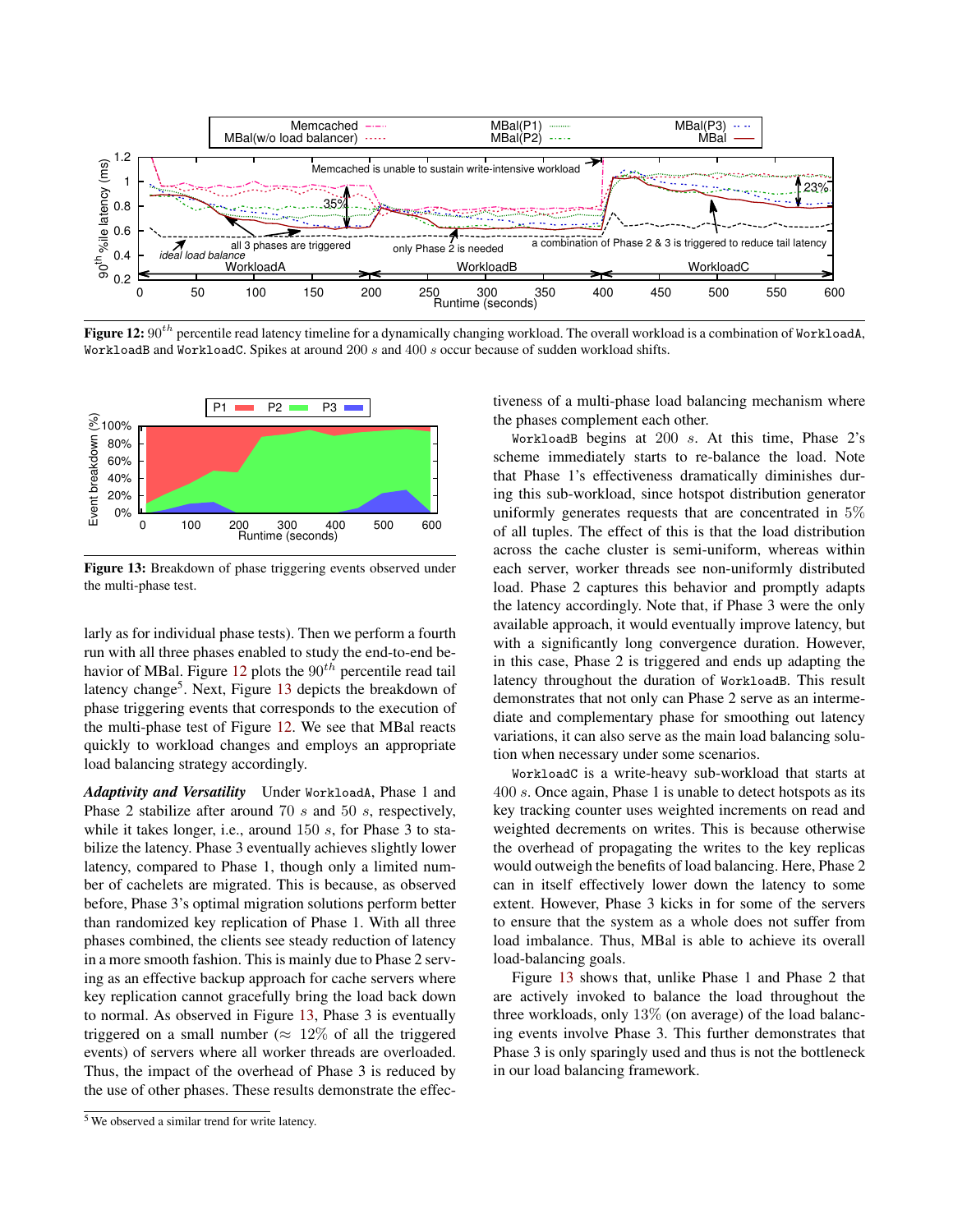**Figure 12:** $90^{th}$ percentile read latency timeline for a dynamically changing workload. The overall workload is a combination of WorkloadA, WorkloadB and WorkloadC. Spikes at around 200 $s$ and 400 $s$ occur because of sudden workload shifts.

**Figure 13:** Breakdown of phase triggering events observed under the multi-phase test.

larly as for individual phase tests). Then we perform a fourth run with all three phases enabled to study the end-to-end behavior of MBal. Figure 12 plots the $90^{th}$ percentile read tail latency change[5]. Next, Figure 13 depicts the breakdown of phase triggering events that corresponds to the execution of the multi-phase test of Figure 12. We see that MBal reacts quickly to workload changes and employs an appropriate load balancing strategy accordingly.

***Adaptivity and Versatility*** Under WorkloadA, Phase 1 and Phase 2 stabilize after around 70 $s$ and 50 $s$, respectively, while it takes longer, i.e., around 150 $s$, for Phase 3 to stabilize the latency. Phase 3 eventually achieves slightly lower latency, compared to Phase 1, though only a limited number of cachelets are migrated. This is because, as observed before, Phase 3's optimal migration solutions perform better than randomized key replication of Phase 1. With all three phases combined, the clients see steady reduction of latency in a more smooth fashion. This is mainly due to Phase 2 serving as an effective backup approach for cache servers where key replication cannot gracefully bring the load back down to normal. As observed in Figure 13, Phase 3 is eventually triggered on a small number ($\approx$ 12% of all the triggered events) of servers where all worker threads are overloaded. Thus, the impact of the overhead of Phase 3 is reduced by the use of other phases. These results demonstrate the effectiveness of a multi-phase load balancing mechanism where the phases complement each other.

WorkloadB begins at 200 $s$. At this time, Phase 2's scheme immediately starts to re-balance the load. Note that Phase 1's effectiveness dramatically diminishes during this sub-workload, since hotspot distribution generator uniformly generates requests that are concentrated in 5% of all tuples. The effect of this is that the load distribution across the cache cluster is semi-uniform, whereas within each server, worker threads see non-uniformly distributed load. Phase 2 captures this behavior and promptly adapts the latency accordingly. Note that, if Phase 3 were the only available approach, it would eventually improve latency, but with a significantly long convergence duration. However, in this case, Phase 2 is triggered and ends up adapting the latency throughout the duration of WorkloadB. This result demonstrates that not only can Phase 2 serve as an intermediate and complementary phase for smoothing out latency variations, it can also serve as the main load balancing solution when necessary under some scenarios.

WorkloadC is a write-heavy sub-workload that starts at 400 $s$. Once again, Phase 1 is unable to detect hotspots as its key tracking counter uses weighted increments on read and weighted decrements on writes. This is because otherwise the overhead of propagating the writes to the key replicas would outweigh the benefits of load balancing. Here, Phase 2 can in itself effectively lower down the latency to some extent. However, Phase 3 kicks in for some of the servers to ensure that the system as a whole does not suffer from load imbalance. Thus, MBal is able to achieve its overall load-balancing goals.

Figure 13 shows that, unlike Phase 1 and Phase 2 that are actively invoked to balance the load throughout the three workloads, only 13% (on average) of the load balancing events involve Phase 3. This further demonstrates that Phase 3 is only sparingly used and thus is not the bottleneck in our load balancing framework.

[5] We observed a similar trend for write latency.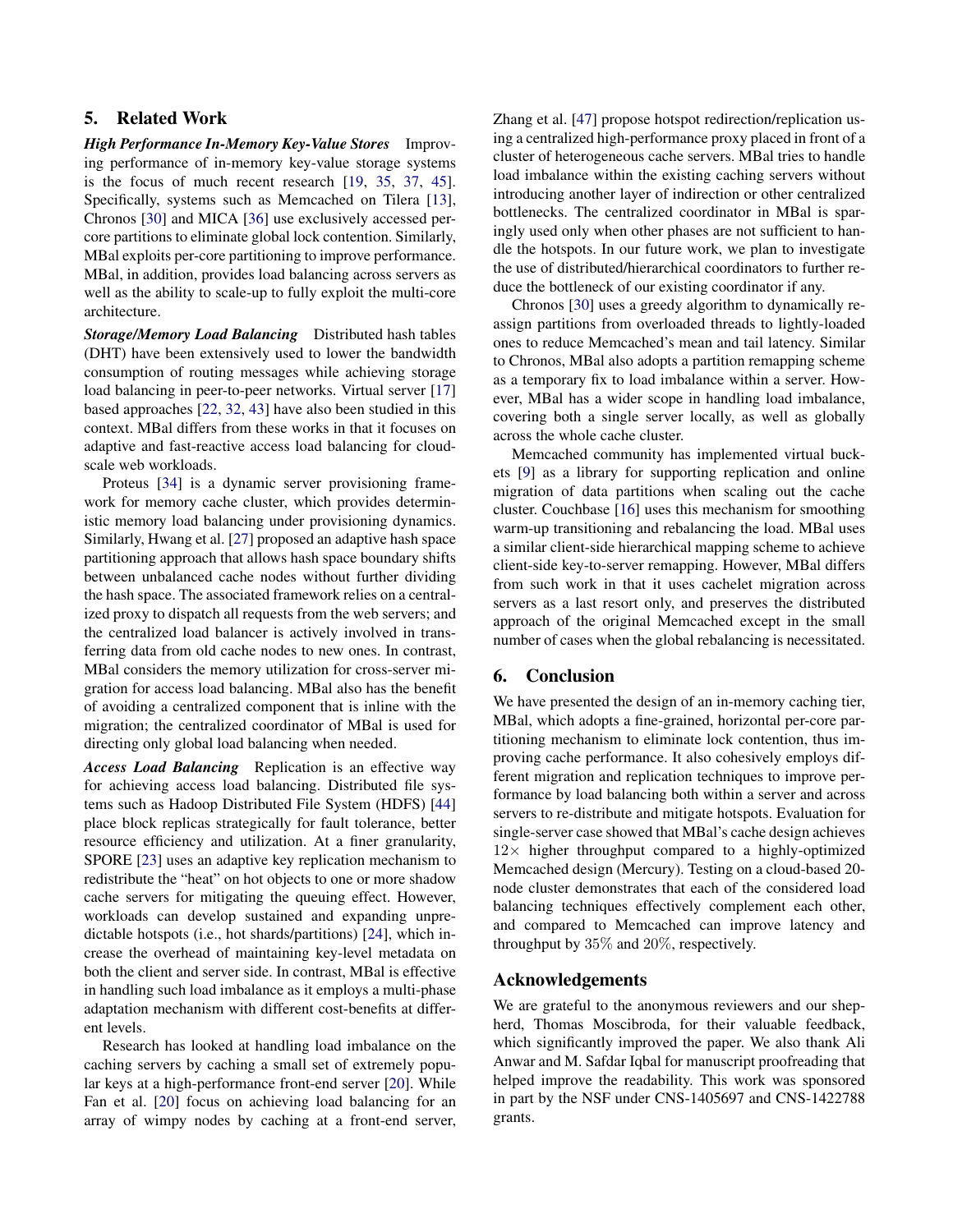## 5. Related Work

***High Performance In-Memory Key-Value Stores*** Improving performance of in-memory key-value storage systems is the focus of much recent research [19, 35, 37, 45]. Specifically, systems such as Memcached on Tilera [13], Chronos [30] and MICA [36] use exclusively accessed per-core partitions to eliminate global lock contention. Similarly, MBal exploits per-core partitioning to improve performance. MBal, in addition, provides load balancing across servers as well as the ability to scale-up to fully exploit the multi-core architecture.

***Storage/Memory Load Balancing*** Distributed hash tables (DHT) have been extensively used to lower the bandwidth consumption of routing messages while achieving storage load balancing in peer-to-peer networks. Virtual server [17] based approaches [22, 32, 43] have also been studied in this context. MBal differs from these works in that it focuses on adaptive and fast-reactive access load balancing for cloud-scale web workloads.

Proteus [34] is a dynamic server provisioning framework for memory cache cluster, which provides deterministic memory load balancing under provisioning dynamics. Similarly, Hwang et al. [27] proposed an adaptive hash space partitioning approach that allows hash space boundary shifts between unbalanced cache nodes without further dividing the hash space. The associated framework relies on a centralized proxy to dispatch all requests from the web servers; and the centralized load balancer is actively involved in transferring data from old cache nodes to new ones. In contrast, MBal considers the memory utilization for cross-server migration for access load balancing. MBal also has the benefit of avoiding a centralized component that is inline with the migration; the centralized coordinator of MBal is used for directing only global load balancing when needed.

***Access Load Balancing*** Replication is an effective way for achieving access load balancing. Distributed file systems such as Hadoop Distributed File System (HDFS) [44] place block replicas strategically for fault tolerance, better resource efficiency and utilization. At a finer granularity, SPORE [23] uses an adaptive key replication mechanism to redistribute the "heat" on hot objects to one or more shadow cache servers for mitigating the queuing effect. However, workloads can develop sustained and expanding unpredictable hotspots (i.e., hot shards/partitions) [24], which increase the overhead of maintaining key-level metadata on both the client and server side. In contrast, MBal is effective in handling such load imbalance as it employs a multi-phase adaptation mechanism with different cost-benefits at different levels.

Research has looked at handling load imbalance on the caching servers by caching a small set of extremely popular keys at a high-performance front-end server [20]. While Fan et al. [20] focus on achieving load balancing for an array of wimpy nodes by caching at a front-end server, Zhang et al. [47] propose hotspot redirection/replication using a centralized high-performance proxy placed in front of a cluster of heterogeneous cache servers. MBal tries to handle load imbalance within the existing caching servers without introducing another layer of indirection or other centralized bottlenecks. The centralized coordinator in MBal is sparingly used only when other phases are not sufficient to handle the hotspots. In our future work, we plan to investigate the use of distributed/hierarchical coordinators to further reduce the bottleneck of our existing coordinator if any.

Chronos [30] uses a greedy algorithm to dynamically reassign partitions from overloaded threads to lightly-loaded ones to reduce Memcached's mean and tail latency. Similar to Chronos, MBal also adopts a partition remapping scheme as a temporary fix to load imbalance within a server. However, MBal has a wider scope in handling load imbalance, covering both a single server locally, as well as globally across the whole cache cluster.

Memcached community has implemented virtual buckets [9] as a library for supporting replication and online migration of data partitions when scaling out the cache cluster. Couchbase [16] uses this mechanism for smoothing warm-up transitioning and rebalancing the load. MBal uses a similar client-side hierarchical mapping scheme to achieve client-side key-to-server remapping. However, MBal differs from such work in that it uses cachelet migration across servers as a last resort only, and preserves the distributed approach of the original Memcached except in the small number of cases when the global rebalancing is necessitated.

## 6. Conclusion

We have presented the design of an in-memory caching tier, MBal, which adopts a fine-grained, horizontal per-core partitioning mechanism to eliminate lock contention, thus improving cache performance. It also cohesively employs different migration and replication techniques to improve performance by load balancing both within a server and across servers to re-distribute and mitigate hotspots. Evaluation for single-server case showed that MBal's cache design achieves $12\times$ higher throughput compared to a highly-optimized Memcached design (Mercury). Testing on a cloud-based 20-node cluster demonstrates that each of the considered load balancing techniques effectively complement each other, and compared to Memcached can improve latency and throughput by $35\%$ and $20\%$, respectively.

## Acknowledgements

We are grateful to the anonymous reviewers and our shepherd, Thomas Moscibroda, for their valuable feedback, which significantly improved the paper. We also thank Ali Anwar and M. Safdar Iqbal for manuscript proofreading that helped improve the readability. This work was sponsored in part by the NSF under CNS-1405697 and CNS-1422788 grants.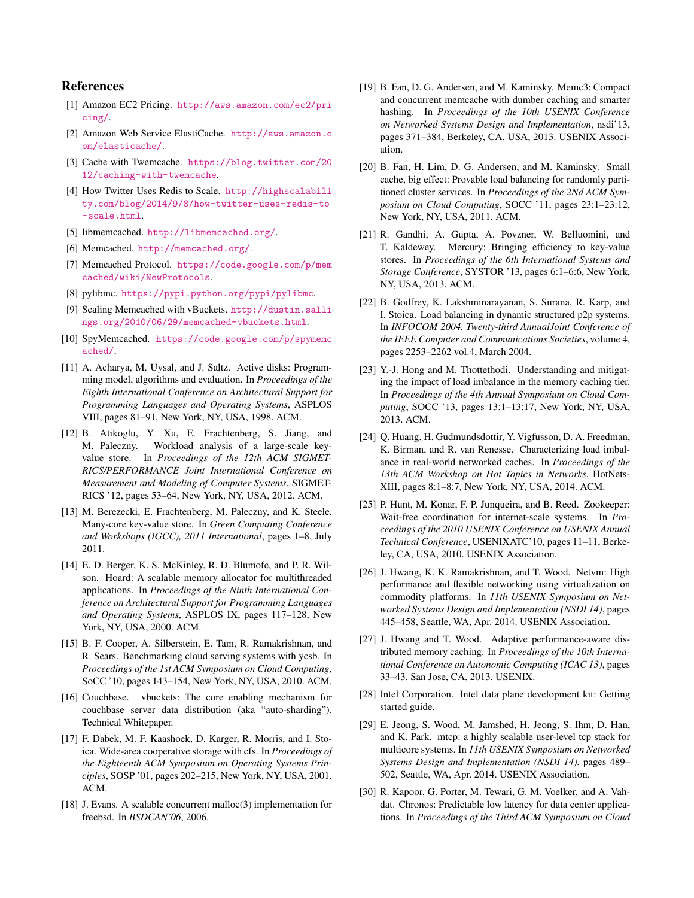# References

[1] Amazon EC2 Pricing. http://aws.amazon.com/ec2/pricing/.

[2] Amazon Web Service ElastiCache. http://aws.amazon.com/elasticache/.

[3] Cache with Twemcache. https://blog.twitter.com/2012/caching-with-twemcache.

[4] How Twitter Uses Redis to Scale. http://highscalability.com/blog/2014/9/8/how-twitter-uses-redis-to-scale.html.

[5] libmemcached. http://libmemcached.org/.

[6] Memcached. http://memcached.org/.

[7] Memcached Protocol. https://code.google.com/p/memcached/wiki/NewProtocols.

[8] pylibmc. https://pypi.python.org/pypi/pylibmc.

[9] Scaling Memcached with vBuckets. http://dustin.sallings.org/2010/06/29/memcached-vbuckets.html.

[10] SpyMemcached. https://code.google.com/p/spymemcached/.

[11] A. Acharya, M. Uysal, and J. Saltz. Active disks: Programming model, algorithms and evaluation. In *Proceedings of the Eighth International Conference on Architectural Support for Programming Languages and Operating Systems*, ASPLOS VIII, pages 81–91, New York, NY, USA, 1998. ACM.

[12] B. Atikoglu, Y. Xu, E. Frachtenberg, S. Jiang, and M. Paleczny. Workload analysis of a large-scale key-value store. In *Proceedings of the 12th ACM SIGMETRICS/PERFORMANCE Joint International Conference on Measurement and Modeling of Computer Systems*, SIGMETRICS '12, pages 53–64, New York, NY, USA, 2012. ACM.

[13] M. Berezecki, E. Frachtenberg, M. Paleczny, and K. Steele. Many-core key-value store. In *Green Computing Conference and Workshops (IGCC), 2011 International*, pages 1–8, July 2011.

[14] E. D. Berger, K. S. McKinley, R. D. Blumofe, and P. R. Wilson. Hoard: A scalable memory allocator for multithreaded applications. In *Proceedings of the Ninth International Conference on Architectural Support for Programming Languages and Operating Systems*, ASPLOS IX, pages 117–128, New York, NY, USA, 2000. ACM.

[15] B. F. Cooper, A. Silberstein, E. Tam, R. Ramakrishnan, and R. Sears. Benchmarking cloud serving systems with ycsb. In *Proceedings of the 1st ACM Symposium on Cloud Computing*, SoCC '10, pages 143–154, New York, NY, USA, 2010. ACM.

[16] Couchbase. vbuckets: The core enabling mechanism for couchbase server data distribution (aka "auto-sharding"). Technical Whitepaper.

[17] F. Dabek, M. F. Kaashoek, D. Karger, R. Morris, and I. Stoica. Wide-area cooperative storage with cfs. In *Proceedings of the Eighteenth ACM Symposium on Operating Systems Principles*, SOSP '01, pages 202–215, New York, NY, USA, 2001. ACM.

[18] J. Evans. A scalable concurrent malloc(3) implementation for freebsd. In *BSDCAN'06*, 2006.

[19] B. Fan, D. G. Andersen, and M. Kaminsky. Memc3: Compact and concurrent memcache with dumber caching and smarter hashing. In *Proceedings of the 10th USENIX Conference on Networked Systems Design and Implementation*, nsdi'13, pages 371–384, Berkeley, CA, USA, 2013. USENIX Association.

[20] B. Fan, H. Lim, D. G. Andersen, and M. Kaminsky. Small cache, big effect: Provable load balancing for randomly partitioned cluster services. In *Proceedings of the 2Nd ACM Symposium on Cloud Computing*, SOCC '11, pages 23:1–23:12, New York, NY, USA, 2011. ACM.

[21] R. Gandhi, A. Gupta, A. Povzner, W. Belluomini, and T. Kaldewey. Mercury: Bringing efficiency to key-value stores. In *Proceedings of the 6th International Systems and Storage Conference*, SYSTOR '13, pages 6:1–6:6, New York, NY, USA, 2013. ACM.

[22] B. Godfrey, K. Lakshminarayanan, S. Surana, R. Karp, and I. Stoica. Load balancing in dynamic structured p2p systems. In *INFOCOM 2004. Twenty-third AnnualJoint Conference of the IEEE Computer and Communications Societies*, volume 4, pages 2253–2262 vol.4, March 2004.

[23] Y.-J. Hong and M. Thottethodi. Understanding and mitigating the impact of load imbalance in the memory caching tier. In *Proceedings of the 4th Annual Symposium on Cloud Computing*, SOCC '13, pages 13:1–13:17, New York, NY, USA, 2013. ACM.

[24] Q. Huang, H. Gudmundsdottir, Y. Vigfusson, D. A. Freedman, K. Birman, and R. van Renesse. Characterizing load imbalance in real-world networked caches. In *Proceedings of the 13th ACM Workshop on Hot Topics in Networks*, HotNets-XIII, pages 8:1–8:7, New York, NY, USA, 2014. ACM.

[25] P. Hunt, M. Konar, F. P. Junqueira, and B. Reed. Zookeeper: Wait-free coordination for internet-scale systems. In *Proceedings of the 2010 USENIX Conference on USENIX Annual Technical Conference*, USENIXATC'10, pages 11–11, Berkeley, CA, USA, 2010. USENIX Association.

[26] J. Hwang, K. K. Ramakrishnan, and T. Wood. Netvm: High performance and flexible networking using virtualization on commodity platforms. In *11th USENIX Symposium on Networked Systems Design and Implementation (NSDI 14)*, pages 445–458, Seattle, WA, Apr. 2014. USENIX Association.

[27] J. Hwang and T. Wood. Adaptive performance-aware distributed memory caching. In *Proceedings of the 10th International Conference on Autonomic Computing (ICAC 13)*, pages 33–43, San Jose, CA, 2013. USENIX.

[28] Intel Corporation. Intel data plane development kit: Getting started guide.

[29] E. Jeong, S. Wood, M. Jamshed, H. Jeong, S. Ihm, D. Han, and K. Park. mtcp: a highly scalable user-level tcp stack for multicore systems. In *11th USENIX Symposium on Networked Systems Design and Implementation (NSDI 14)*, pages 489–502, Seattle, WA, Apr. 2014. USENIX Association.

[30] R. Kapoor, G. Porter, M. Tewari, G. M. Voelker, and A. Vahdat. Chronos: Predictable low latency for data center applications. In *Proceedings of the Third ACM Symposium on Cloud*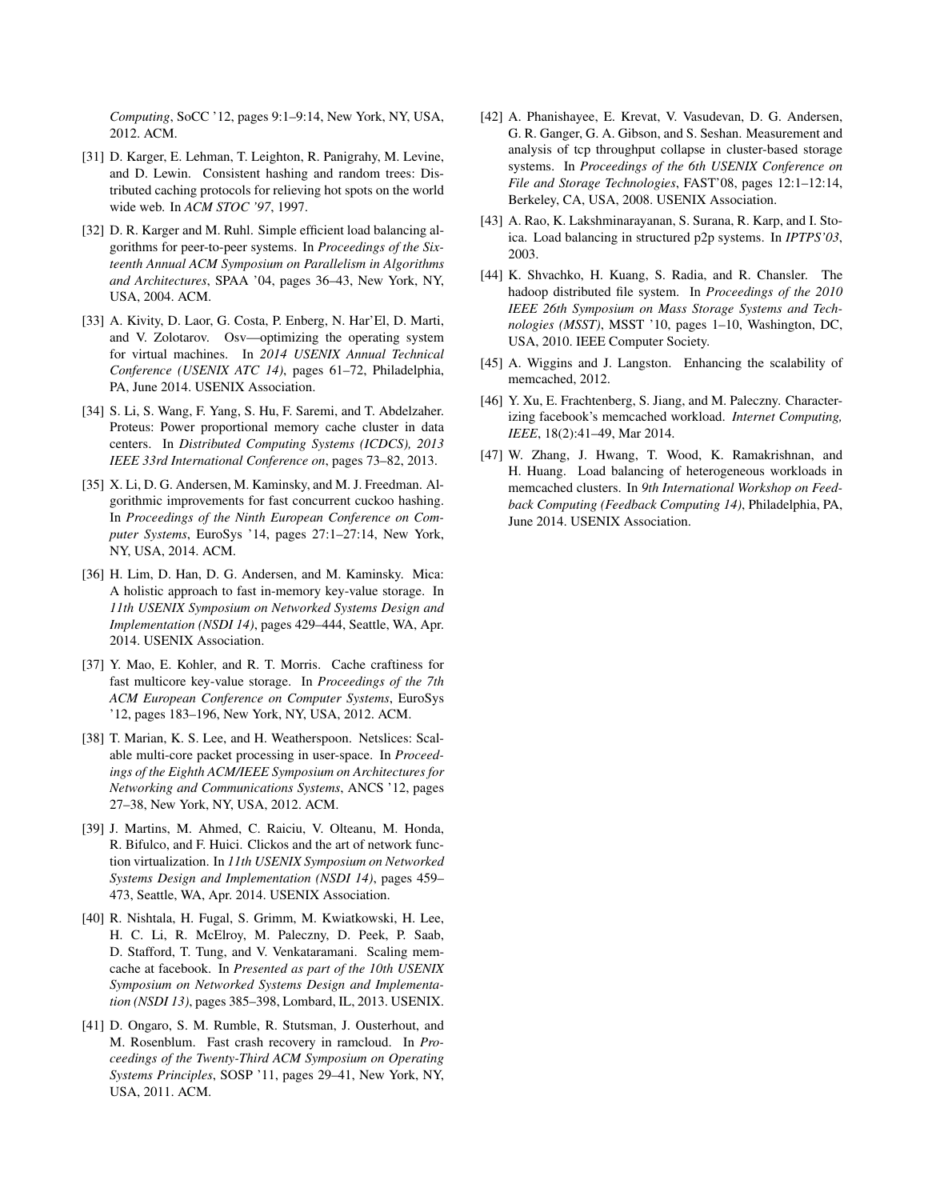*Computing*, SoCC '12, pages 9:1–9:14, New York, NY, USA, 2012. ACM.

[31] D. Karger, E. Lehman, T. Leighton, R. Panigrahy, M. Levine, and D. Lewin. Consistent hashing and random trees: Distributed caching protocols for relieving hot spots on the world wide web. In *ACM STOC '97*, 1997.

[32] D. R. Karger and M. Ruhl. Simple efficient load balancing algorithms for peer-to-peer systems. In *Proceedings of the Sixteenth Annual ACM Symposium on Parallelism in Algorithms and Architectures*, SPAA '04, pages 36–43, New York, NY, USA, 2004. ACM.

[33] A. Kivity, D. Laor, G. Costa, P. Enberg, N. Har'El, D. Marti, and V. Zolotarov. Osv—optimizing the operating system for virtual machines. In *2014 USENIX Annual Technical Conference (USENIX ATC 14)*, pages 61–72, Philadelphia, PA, June 2014. USENIX Association.

[34] S. Li, S. Wang, F. Yang, S. Hu, F. Saremi, and T. Abdelzaher. Proteus: Power proportional memory cache cluster in data centers. In *Distributed Computing Systems (ICDCS), 2013 IEEE 33rd International Conference on*, pages 73–82, 2013.

[35] X. Li, D. G. Andersen, M. Kaminsky, and M. J. Freedman. Algorithmic improvements for fast concurrent cuckoo hashing. In *Proceedings of the Ninth European Conference on Computer Systems*, EuroSys '14, pages 27:1–27:14, New York, NY, USA, 2014. ACM.

[36] H. Lim, D. Han, D. G. Andersen, and M. Kaminsky. Mica: A holistic approach to fast in-memory key-value storage. In *11th USENIX Symposium on Networked Systems Design and Implementation (NSDI 14)*, pages 429–444, Seattle, WA, Apr. 2014. USENIX Association.

[37] Y. Mao, E. Kohler, and R. T. Morris. Cache craftiness for fast multicore key-value storage. In *Proceedings of the 7th ACM European Conference on Computer Systems*, EuroSys '12, pages 183–196, New York, NY, USA, 2012. ACM.

[38] T. Marian, K. S. Lee, and H. Weatherspoon. Netslices: Scalable multi-core packet processing in user-space. In *Proceedings of the Eighth ACM/IEEE Symposium on Architectures for Networking and Communications Systems*, ANCS '12, pages 27–38, New York, NY, USA, 2012. ACM.

[39] J. Martins, M. Ahmed, C. Raiciu, V. Olteanu, M. Honda, R. Bifulco, and F. Huici. Clickos and the art of network function virtualization. In *11th USENIX Symposium on Networked Systems Design and Implementation (NSDI 14)*, pages 459–473, Seattle, WA, Apr. 2014. USENIX Association.

[40] R. Nishtala, H. Fugal, S. Grimm, M. Kwiatkowski, H. Lee, H. C. Li, R. McElroy, M. Paleczny, D. Peek, P. Saab, D. Stafford, T. Tung, and V. Venkataramani. Scaling memcache at facebook. In *Presented as part of the 10th USENIX Symposium on Networked Systems Design and Implementation (NSDI 13)*, pages 385–398, Lombard, IL, 2013. USENIX.

[41] D. Ongaro, S. M. Rumble, R. Stutsman, J. Ousterhout, and M. Rosenblum. Fast crash recovery in ramcloud. In *Proceedings of the Twenty-Third ACM Symposium on Operating Systems Principles*, SOSP '11, pages 29–41, New York, NY, USA, 2011. ACM.

[42] A. Phanishayee, E. Krevat, V. Vasudevan, D. G. Andersen, G. R. Ganger, G. A. Gibson, and S. Seshan. Measurement and analysis of tcp throughput collapse in cluster-based storage systems. In *Proceedings of the 6th USENIX Conference on File and Storage Technologies*, FAST'08, pages 12:1–12:14, Berkeley, CA, USA, 2008. USENIX Association.

[43] A. Rao, K. Lakshminarayanan, S. Surana, R. Karp, and I. Stoica. Load balancing in structured p2p systems. In *IPTPS'03*, 2003.

[44] K. Shvachko, H. Kuang, S. Radia, and R. Chansler. The hadoop distributed file system. In *Proceedings of the 2010 IEEE 26th Symposium on Mass Storage Systems and Technologies (MSST)*, MSST '10, pages 1–10, Washington, DC, USA, 2010. IEEE Computer Society.

[45] A. Wiggins and J. Langston. Enhancing the scalability of memcached, 2012.

[46] Y. Xu, E. Frachtenberg, S. Jiang, and M. Paleczny. Characterizing facebook's memcached workload. *Internet Computing, IEEE*, 18(2):41–49, Mar 2014.

[47] W. Zhang, J. Hwang, T. Wood, K. Ramakrishnan, and H. Huang. Load balancing of heterogeneous workloads in memcached clusters. In *9th International Workshop on Feedback Computing (Feedback Computing 14)*, Philadelphia, PA, June 2014. USENIX Association.